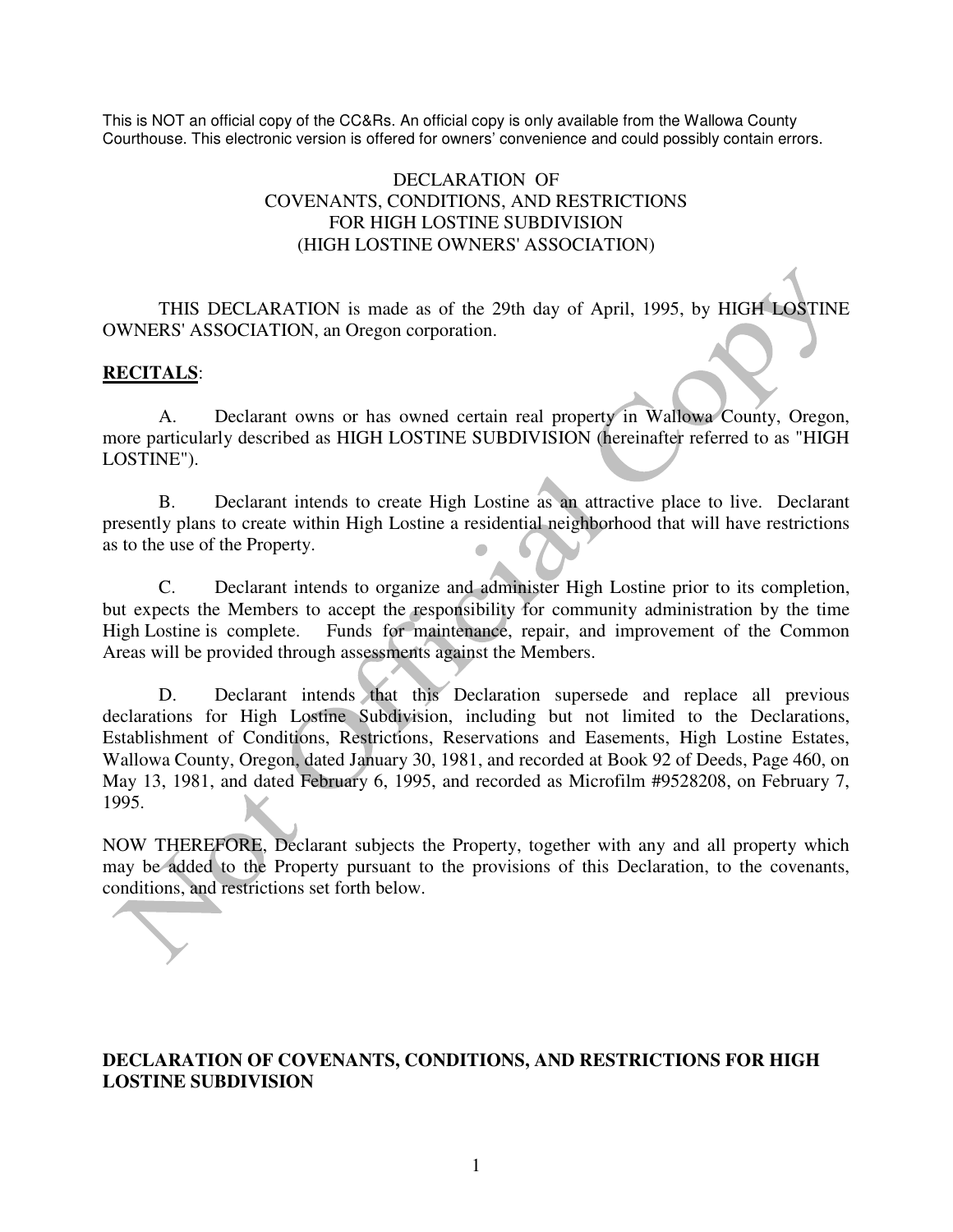This is NOT an official copy of the CC&Rs. An official copy is only available from the Wallowa County Courthouse. This electronic version is offered for owners' convenience and could possibly contain errors.

# DECLARATION OF COVENANTS, CONDITIONS, AND RESTRICTIONS FOR HIGH LOSTINE SUBDIVISION (HIGH LOSTINE OWNERS' ASSOCIATION)

THIS DECLARATION is made as of the 29th day of April, 1995, by HIGH LOSTINE OWNERS' ASSOCIATION, an Oregon corporation.

**RECITALS**:

A. Declarant owns or has owned certain real property in Wallowa County, Oregon, more particularly described as HIGH LOSTINE SUBDIVISION (hereinafter referred to as "HIGH LOSTINE").

B. Declarant intends to create High Lostine as an attractive place to live. Declarant presently plans to create within High Lostine a residential neighborhood that will have restrictions as to the use of the Property.

C. Declarant intends to organize and administer High Lostine prior to its completion, but expects the Members to accept the responsibility for community administration by the time High Lostine is complete. Funds for maintenance, repair, and improvement of the Common Areas will be provided through assessments against the Members.

D. Declarant intends that this Declaration supersede and replace all previous declarations for High Lostine Subdivision, including but not limited to the Declarations, Establishment of Conditions, Restrictions, Reservations and Easements, High Lostine Estates, Wallowa County, Oregon, dated January 30, 1981, and recorded at Book 92 of Deeds, Page 460, on May 13, 1981, and dated February 6, 1995, and recorded as Microfilm #9528208, on February 7, 1995.

NOW THEREFORE, Declarant subjects the Property, together with any and all property which may be added to the Property pursuant to the provisions of this Declaration, to the covenants, conditions, and restrictions set forth below.

## DECLARATION OF COVENANTS, CONDITIONS, AND RESTRICTIONS FOR HIGH LOSTINE SUBDIVISION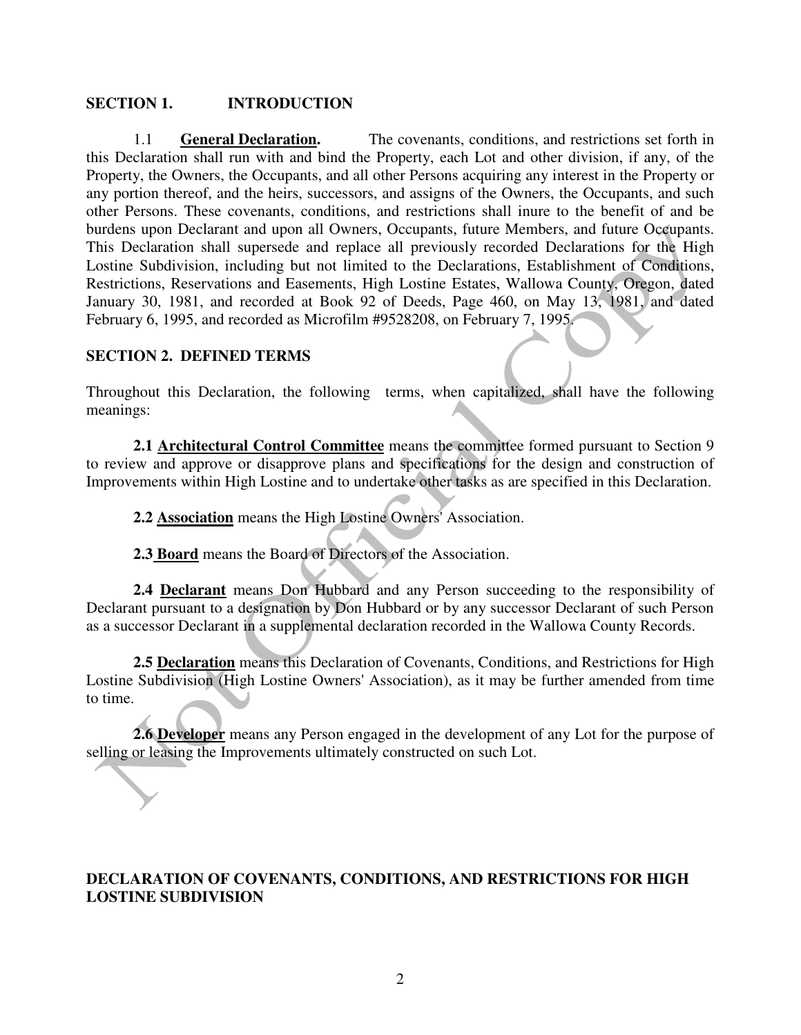## SECTION 1. INTRODUCTION

1.1 **General Declaration.** The covenants, conditions, and restrictions set forth in this Declaration shall run with and bind the Property, each Lot and other division, if any, of the Property, the Owners, the Occupants, and all other Persons acquiring any interest in the Property or any portion thereof, and the heirs, successors, and assigns of the Owners, the Occupants, and such other Persons. These covenants, conditions, and restrictions shall inure to the benefit of and be burdens upon Declarant and upon all Owners, Occupants, future Members, and future Occupants. This Declaration shall supersede and replace all previously recorded Declarations for the High Lostine Subdivision, including but not limited to the Declarations, Establishment of Conditions, Restrictions, Reservations and Easements, High Lostine Estates, Wallowa County, Oregon, dated January 30, 1981, and recorded at Book 92 of Deeds, Page 460, on May 13, 1981, and dated February 6, 1995, and recorded as Microfilm #9528208, on February 7, 1995.

## SECTION 2. DEFINED TERMS

Throughout this Declaration, the following terms, when capitalized, shall have the following meanings:

**2.1 Architectural Control Committee** means the committee formed pursuant to Section 9 to review and approve or disapprove plans and specifications for the design and construction of Improvements within High Lostine and to undertake other tasks as are specified in this Declaration.

**2.2 Association** means the High Lostine Owners' Association.

**2.3 Board** means the Board of Directors of the Association.

**2.4 Declarant** means Don Hubbard and any Person succeeding to the responsibility of Declarant pursuant to a designation by Don Hubbard or by any successor Declarant of such Person as a successor Declarant in a supplemental declaration recorded in the Wallowa County Records.

**2.5 Declaration** means this Declaration of Covenants, Conditions, and Restrictions for High Lostine Subdivision (High Lostine Owners' Association), as it may be further amended from time to time.

**2.6 Developer** means any Person engaged in the development of any Lot for the purpose of selling or leasing the Improvements ultimately constructed on such Lot.

**DECLARATION OF COVENANTS, CONDITIONS, AND RESTRICTIONS FOR HIGH LOSTINE SUBDIVISION**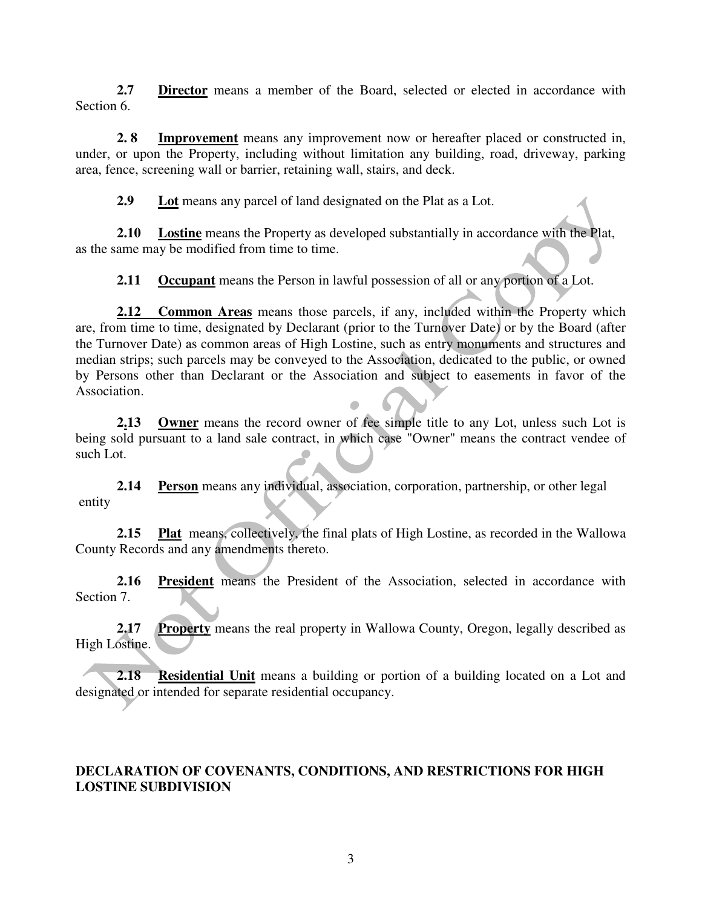**2.7** **Director** means a member of the Board, selected or elected in accordance with Section 6.

**2. 8** **Improvement** means any improvement now or hereafter placed or constructed in, under, or upon the Property, including without limitation any building, road, driveway, parking area, fence, screening wall or barrier, retaining wall, stairs, and deck.

**2.9** **Lot** means any parcel of land designated on the Plat as a Lot.

**2.10** **Lostine** means the Property as developed substantially in accordance with the Plat, as the same may be modified from time to time.

**2.11** **Occupant** means the Person in lawful possession of all or any portion of a Lot.

**2.12** **Common Areas** means those parcels, if any, included within the Property which are, from time to time, designated by Declarant (prior to the Turnover Date) or by the Board (after the Turnover Date) as common areas of High Lostine, such as entry monuments and structures and median strips; such parcels may be conveyed to the Association, dedicated to the public, or owned by Persons other than Declarant or the Association and subject to easements in favor of the Association.

**2.13** **Owner** means the record owner of fee simple title to any Lot, unless such Lot is being sold pursuant to a land sale contract, in which case "Owner" means the contract vendee of such Lot.

**2.14** **Person** means any individual, association, corporation, partnership, or other legal entity

**2.15** **Plat** means, collectively, the final plats of High Lostine, as recorded in the Wallowa County Records and any amendments thereto.

**2.16** **President** means the President of the Association, selected in accordance with Section 7.

**2.17** **Property** means the real property in Wallowa County, Oregon, legally described as High Lostine.

**2.18** **Residential Unit** means a building or portion of a building located on a Lot and designated or intended for separate residential occupancy.

**DECLARATION OF COVENANTS, CONDITIONS, AND RESTRICTIONS FOR HIGH LOSTINE SUBDIVISION**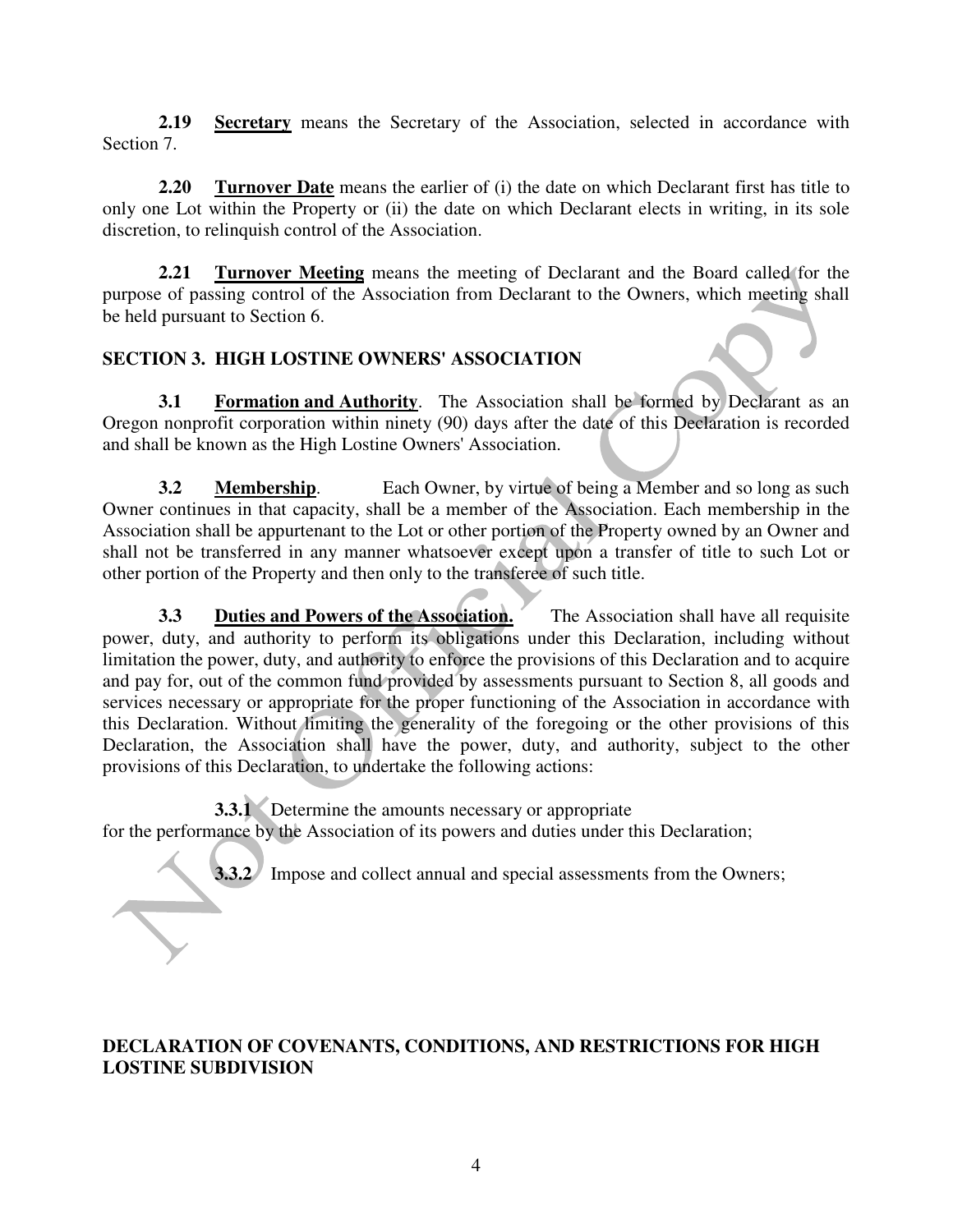**2.19 Secretary** means the Secretary of the Association, selected in accordance with Section 7.

**2.20 Turnover Date** means the earlier of (i) the date on which Declarant first has title to only one Lot within the Property or (ii) the date on which Declarant elects in writing, in its sole discretion, to relinquish control of the Association.

**2.21 Turnover Meeting** means the meeting of Declarant and the Board called for the purpose of passing control of the Association from Declarant to the Owners, which meeting shall be held pursuant to Section 6.

## SECTION 3. HIGH LOSTINE OWNERS' ASSOCIATION

**3.1 Formation and Authority**. The Association shall be formed by Declarant as an Oregon nonprofit corporation within ninety (90) days after the date of this Declaration is recorded and shall be known as the High Lostine Owners' Association.

**3.2 Membership**. Each Owner, by virtue of being a Member and so long as such Owner continues in that capacity, shall be a member of the Association. Each membership in the Association shall be appurtenant to the Lot or other portion of the Property owned by an Owner and shall not be transferred in any manner whatsoever except upon a transfer of title to such Lot or other portion of the Property and then only to the transferee of such title.

**3.3 Duties and Powers of the Association.** The Association shall have all requisite power, duty, and authority to perform its obligations under this Declaration, including without limitation the power, duty, and authority to enforce the provisions of this Declaration and to acquire and pay for, out of the common fund provided by assessments pursuant to Section 8, all goods and services necessary or appropriate for the proper functioning of the Association in accordance with this Declaration. Without limiting the generality of the foregoing or the other provisions of this Declaration, the Association shall have the power, duty, and authority, subject to the other provisions of this Declaration, to undertake the following actions:

**3.3.1** Determine the amounts necessary or appropriate for the performance by the Association of its powers and duties under this Declaration;

**3.3.2** Impose and collect annual and special assessments from the Owners;

**DECLARATION OF COVENANTS, CONDITIONS, AND RESTRICTIONS FOR HIGH LOSTINE SUBDIVISION**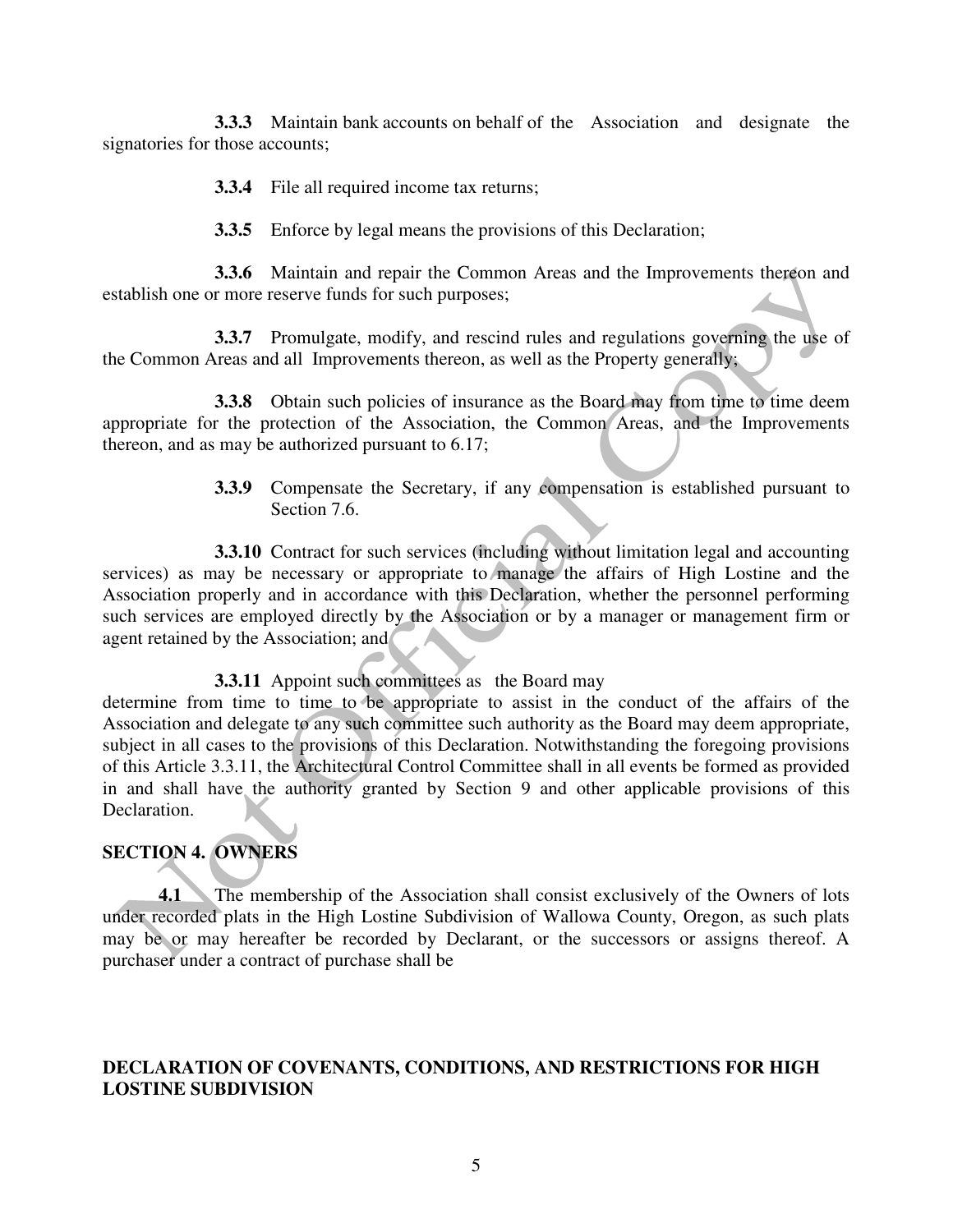**3.3.3** Maintain bank accounts on behalf of the Association and designate the signatories for those accounts;

**3.3.4** File all required income tax returns;

**3.3.5** Enforce by legal means the provisions of this Declaration;

**3.3.6** Maintain and repair the Common Areas and the Improvements thereon and establish one or more reserve funds for such purposes;

**3.3.7** Promulgate, modify, and rescind rules and regulations governing the use of the Common Areas and all Improvements thereon, as well as the Property generally;

**3.3.8** Obtain such policies of insurance as the Board may from time to time deem appropriate for the protection of the Association, the Common Areas, and the Improvements thereon, and as may be authorized pursuant to 6.17;

**3.3.9** Compensate the Secretary, if any compensation is established pursuant to Section 7.6.

**3.3.10** Contract for such services (including without limitation legal and accounting services) as may be necessary or appropriate to manage the affairs of High Lostine and the Association properly and in accordance with this Declaration, whether the personnel performing such services are employed directly by the Association or by a manager or management firm or agent retained by the Association; and

**3.3.11** Appoint such committees as the Board may determine from time to time to be appropriate to assist in the conduct of the affairs of the Association and delegate to any such committee such authority as the Board may deem appropriate, subject in all cases to the provisions of this Declaration. Notwithstanding the foregoing provisions of this Article 3.3.11, the Architectural Control Committee shall in all events be formed as provided in and shall have the authority granted by Section 9 and other applicable provisions of this Declaration.

## SECTION 4. OWNERS

**4.1** The membership of the Association shall consist exclusively of the Owners of lots under recorded plats in the High Lostine Subdivision of Wallowa County, Oregon, as such plats may be or may hereafter be recorded by Declarant, or the successors or assigns thereof. A purchaser under a contract of purchase shall be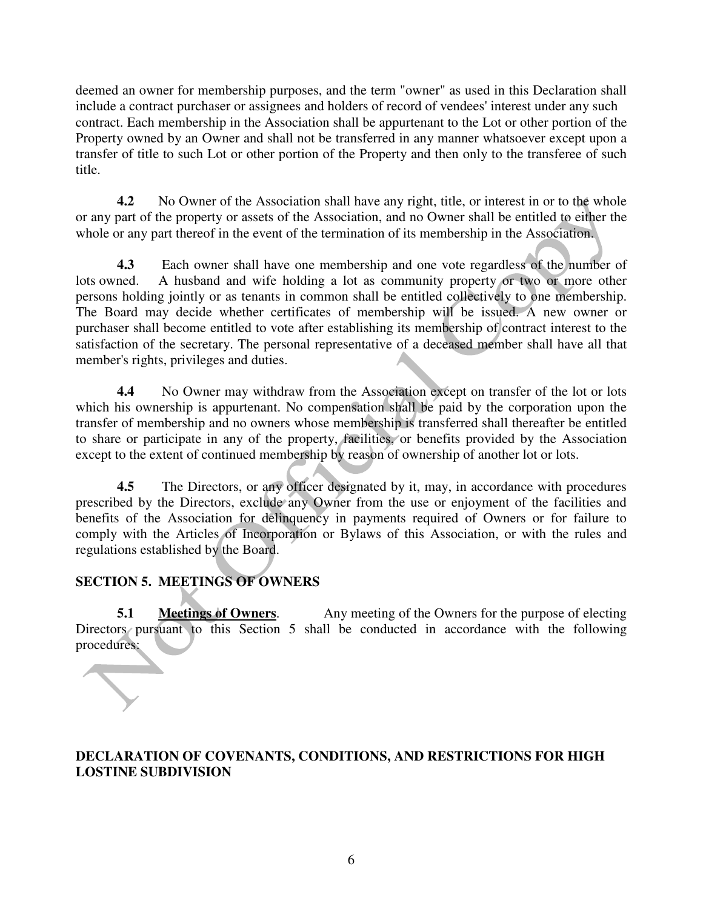deemed an owner for membership purposes, and the term "owner" as used in this Declaration shall include a contract purchaser or assignees and holders of record of vendees' interest under any such contract. Each membership in the Association shall be appurtenant to the Lot or other portion of the Property owned by an Owner and shall not be transferred in any manner whatsoever except upon a transfer of title to such Lot or other portion of the Property and then only to the transferee of such title.

**4.2** No Owner of the Association shall have any right, title, or interest in or to the whole or any part of the property or assets of the Association, and no Owner shall be entitled to either the whole or any part thereof in the event of the termination of its membership in the Association.

**4.3** Each owner shall have one membership and one vote regardless of the number of lots owned. A husband and wife holding a lot as community property or two or more other persons holding jointly or as tenants in common shall be entitled collectively to one membership. The Board may decide whether certificates of membership will be issued. A new owner or purchaser shall become entitled to vote after establishing its membership of contract interest to the satisfaction of the secretary. The personal representative of a deceased member shall have all that member's rights, privileges and duties.

**4.4** No Owner may withdraw from the Association except on transfer of the lot or lots which his ownership is appurtenant. No compensation shall be paid by the corporation upon the transfer of membership and no owners whose membership is transferred shall thereafter be entitled to share or participate in any of the property, facilities, or benefits provided by the Association except to the extent of continued membership by reason of ownership of another lot or lots.

**4.5** The Directors, or any officer designated by it, may, in accordance with procedures prescribed by the Directors, exclude any Owner from the use or enjoyment of the facilities and benefits of the Association for delinquency in payments required of Owners or for failure to comply with the Articles of Incorporation or Bylaws of this Association, or with the rules and regulations established by the Board.

## SECTION 5. MEETINGS OF OWNERS

**5.1** **Meetings of Owners**. Any meeting of the Owners for the purpose of electing Directors pursuant to this Section 5 shall be conducted in accordance with the following procedures: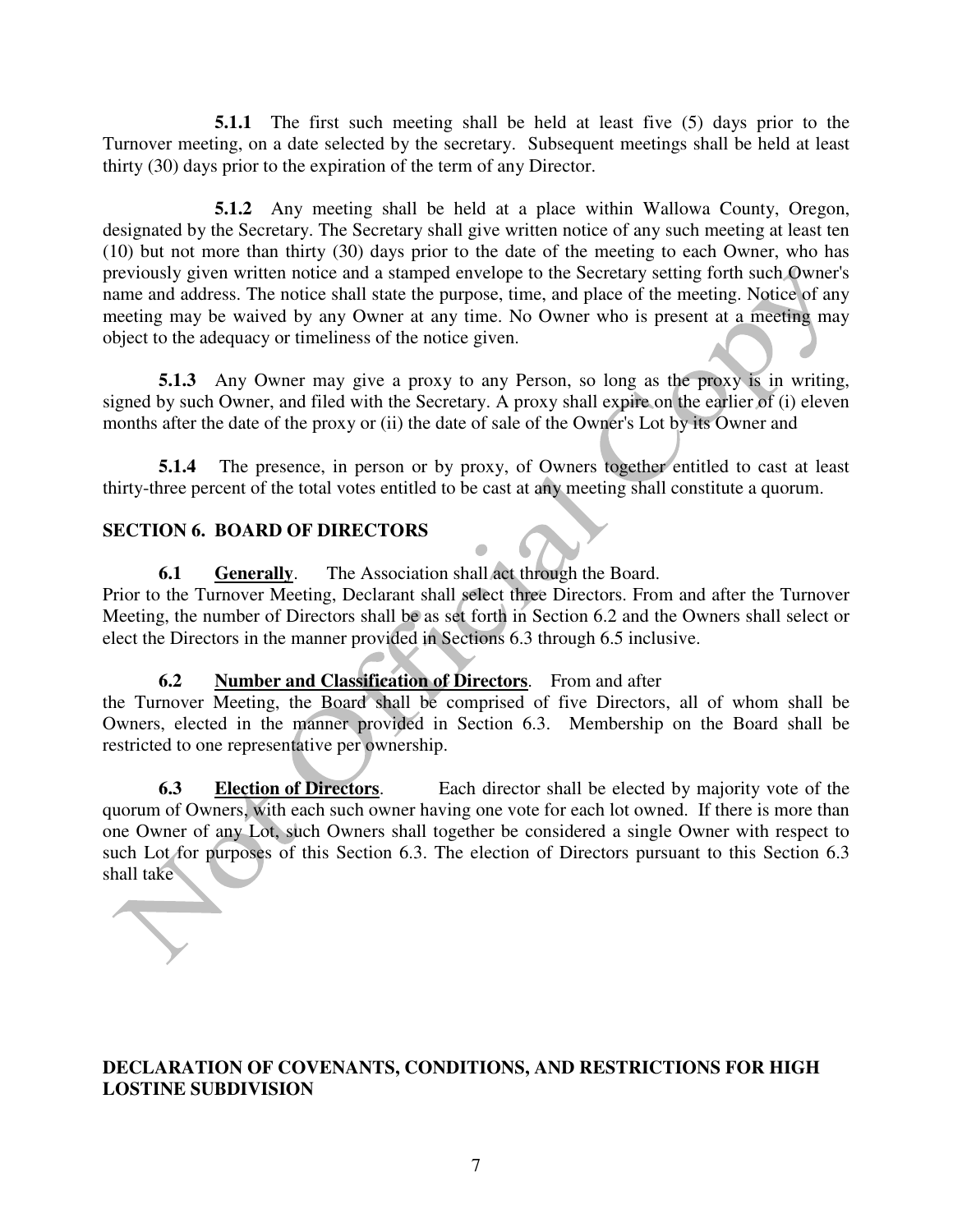**5.1.1** The first such meeting shall be held at least five (5) days prior to the Turnover meeting, on a date selected by the secretary. Subsequent meetings shall be held at least thirty (30) days prior to the expiration of the term of any Director.

**5.1.2** Any meeting shall be held at a place within Wallowa County, Oregon, designated by the Secretary. The Secretary shall give written notice of any such meeting at least ten (10) but not more than thirty (30) days prior to the date of the meeting to each Owner, who has previously given written notice and a stamped envelope to the Secretary setting forth such Owner's name and address. The notice shall state the purpose, time, and place of the meeting. Notice of any meeting may be waived by any Owner at any time. No Owner who is present at a meeting may object to the adequacy or timeliness of the notice given.

**5.1.3** Any Owner may give a proxy to any Person, so long as the proxy is in writing, signed by such Owner, and filed with the Secretary. A proxy shall expire on the earlier of (i) eleven months after the date of the proxy or (ii) the date of sale of the Owner's Lot by its Owner and

**5.1.4** The presence, in person or by proxy, of Owners together entitled to cast at least thirty-three percent of the total votes entitled to be cast at any meeting shall constitute a quorum.

## SECTION 6. BOARD OF DIRECTORS

**6.1** **Generally**. The Association shall act through the Board. Prior to the Turnover Meeting, Declarant shall select three Directors. From and after the Turnover Meeting, the number of Directors shall be as set forth in Section 6.2 and the Owners shall select or elect the Directors in the manner provided in Sections 6.3 through 6.5 inclusive.

**6.2** **Number and Classification of Directors**. From and after the Turnover Meeting, the Board shall be comprised of five Directors, all of whom shall be Owners, elected in the manner provided in Section 6.3. Membership on the Board shall be restricted to one representative per ownership.

**6.3** **Election of Directors**. Each director shall be elected by majority vote of the quorum of Owners, with each such owner having one vote for each lot owned. If there is more than one Owner of any Lot, such Owners shall together be considered a single Owner with respect to such Lot for purposes of this Section 6.3. The election of Directors pursuant to this Section 6.3 shall take

**DECLARATION OF COVENANTS, CONDITIONS, AND RESTRICTIONS FOR HIGH LOSTINE SUBDIVISION**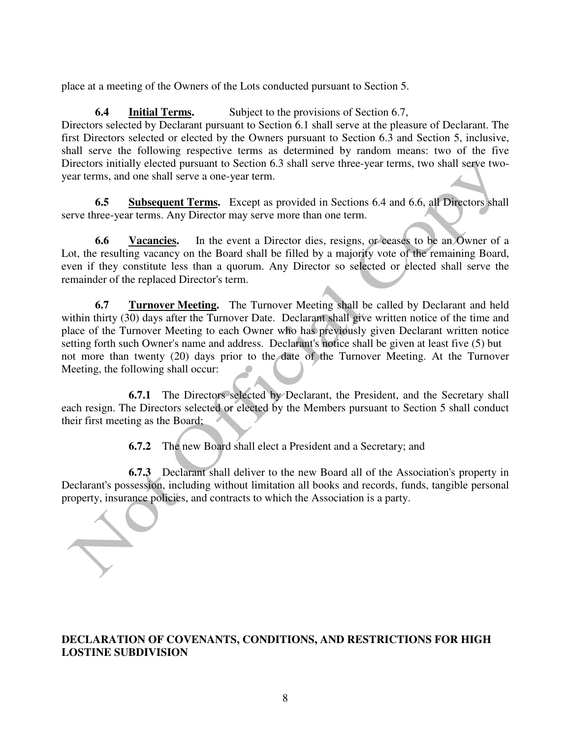place at a meeting of the Owners of the Lots conducted pursuant to Section 5.

**6.4 Initial Terms.** Subject to the provisions of Section 6.7, Directors selected by Declarant pursuant to Section 6.1 shall serve at the pleasure of Declarant. The first Directors selected or elected by the Owners pursuant to Section 6.3 and Section 5, inclusive, shall serve the following respective terms as determined by random means: two of the five Directors initially elected pursuant to Section 6.3 shall serve three-year terms, two shall serve two-year terms, and one shall serve a one-year term.

**6.5 Subsequent Terms.** Except as provided in Sections 6.4 and 6.6, all Directors shall serve three-year terms. Any Director may serve more than one term.

**6.6 Vacancies.** In the event a Director dies, resigns, or ceases to be an Owner of a Lot, the resulting vacancy on the Board shall be filled by a majority vote of the remaining Board, even if they constitute less than a quorum. Any Director so selected or elected shall serve the remainder of the replaced Director's term.

**6.7 Turnover Meeting.** The Turnover Meeting shall be called by Declarant and held within thirty (30) days after the Turnover Date. Declarant shall give written notice of the time and place of the Turnover Meeting to each Owner who has previously given Declarant written notice setting forth such Owner's name and address. Declarant's notice shall be given at least five (5) but not more than twenty (20) days prior to the date of the Turnover Meeting. At the Turnover Meeting, the following shall occur:

**6.7.1** The Directors selected by Declarant, the President, and the Secretary shall each resign. The Directors selected or elected by the Members pursuant to Section 5 shall conduct their first meeting as the Board;

**6.7.2** The new Board shall elect a President and a Secretary; and

**6.7.3** Declarant shall deliver to the new Board all of the Association's property in Declarant's possession, including without limitation all books and records, funds, tangible personal property, insurance policies, and contracts to which the Association is a party.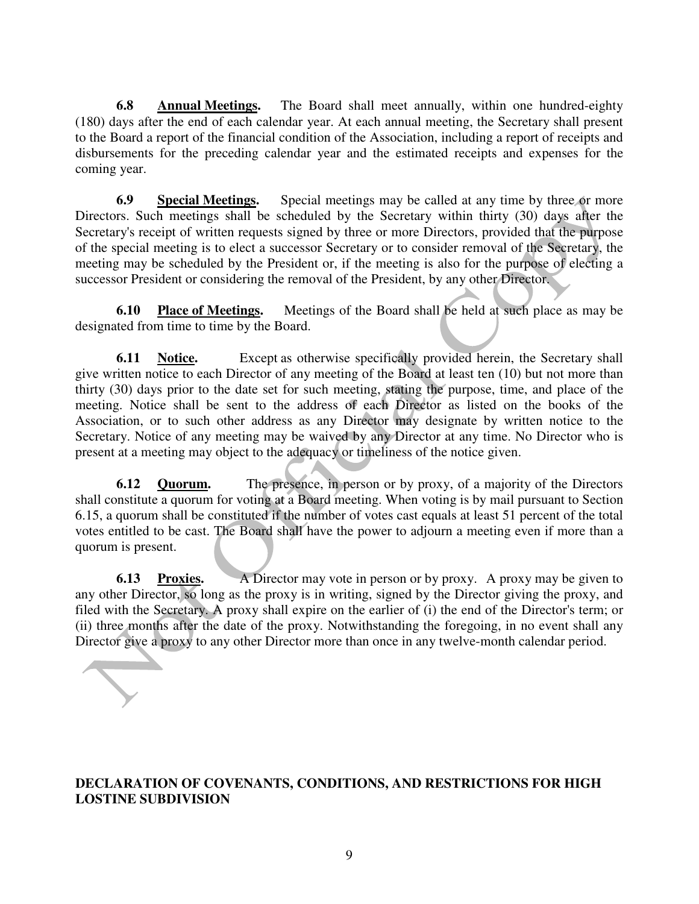**6.8 Annual Meetings.** The Board shall meet annually, within one hundred-eighty (180) days after the end of each calendar year. At each annual meeting, the Secretary shall present to the Board a report of the financial condition of the Association, including a report of receipts and disbursements for the preceding calendar year and the estimated receipts and expenses for the coming year.

**6.9 Special Meetings.** Special meetings may be called at any time by three or more Directors. Such meetings shall be scheduled by the Secretary within thirty (30) days after the Secretary's receipt of written requests signed by three or more Directors, provided that the purpose of the special meeting is to elect a successor Secretary or to consider removal of the Secretary, the meeting may be scheduled by the President or, if the meeting is also for the purpose of electing a successor President or considering the removal of the President, by any other Director.

**6.10 Place of Meetings.** Meetings of the Board shall be held at such place as may be designated from time to time by the Board.

**6.11 Notice.** Except as otherwise specifically provided herein, the Secretary shall give written notice to each Director of any meeting of the Board at least ten (10) but not more than thirty (30) days prior to the date set for such meeting, stating the purpose, time, and place of the meeting. Notice shall be sent to the address of each Director as listed on the books of the Association, or to such other address as any Director may designate by written notice to the Secretary. Notice of any meeting may be waived by any Director at any time. No Director who is present at a meeting may object to the adequacy or timeliness of the notice given.

**6.12 Quorum.** The presence, in person or by proxy, of a majority of the Directors shall constitute a quorum for voting at a Board meeting. When voting is by mail pursuant to Section 6.15, a quorum shall be constituted if the number of votes cast equals at least 51 percent of the total votes entitled to be cast. The Board shall have the power to adjourn a meeting even if more than a quorum is present.

**6.13 Proxies.** A Director may vote in person or by proxy. A proxy may be given to any other Director, so long as the proxy is in writing, signed by the Director giving the proxy, and filed with the Secretary. A proxy shall expire on the earlier of (i) the end of the Director's term; or (ii) three months after the date of the proxy. Notwithstanding the foregoing, in no event shall any Director give a proxy to any other Director more than once in any twelve-month calendar period.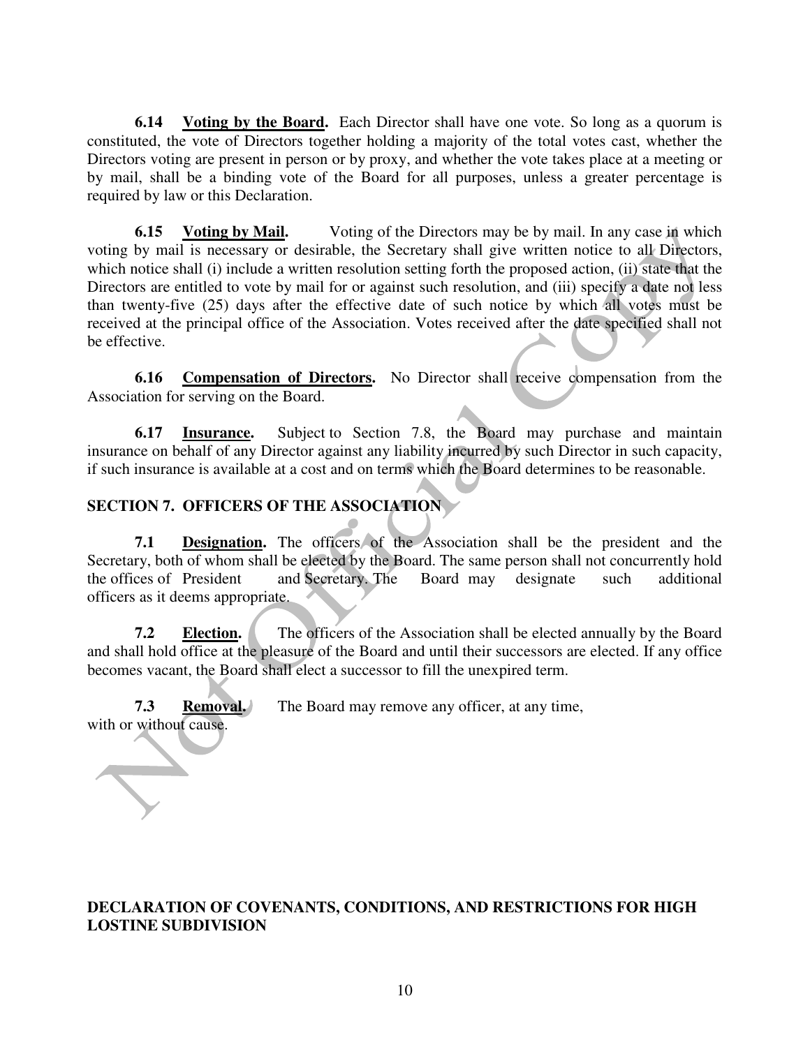**6.14 Voting by the Board.** Each Director shall have one vote. So long as a quorum is constituted, the vote of Directors together holding a majority of the total votes cast, whether the Directors voting are present in person or by proxy, and whether the vote takes place at a meeting or by mail, shall be a binding vote of the Board for all purposes, unless a greater percentage is required by law or this Declaration.

**6.15 Voting by Mail.** Voting of the Directors may be by mail. In any case in which voting by mail is necessary or desirable, the Secretary shall give written notice to all Directors, which notice shall (i) include a written resolution setting forth the proposed action, (ii) state that the Directors are entitled to vote by mail for or against such resolution, and (iii) specify a date not less than twenty-five (25) days after the effective date of such notice by which all votes must be received at the principal office of the Association. Votes received after the date specified shall not be effective.

**6.16 Compensation of Directors.** No Director shall receive compensation from the Association for serving on the Board.

**6.17 Insurance.** Subject to Section 7.8, the Board may purchase and maintain insurance on behalf of any Director against any liability incurred by such Director in such capacity, if such insurance is available at a cost and on terms which the Board determines to be reasonable.

## SECTION 7. OFFICERS OF THE ASSOCIATION

**7.1 Designation.** The officers of the Association shall be the president and the Secretary, both of whom shall be elected by the Board. The same person shall not concurrently hold the offices of President and Secretary. The Board may designate such additional officers as it deems appropriate.

**7.2 Election.** The officers of the Association shall be elected annually by the Board and shall hold office at the pleasure of the Board and until their successors are elected. If any office becomes vacant, the Board shall elect a successor to fill the unexpired term.

**7.3 Removal.** The Board may remove any officer, at any time, with or without cause.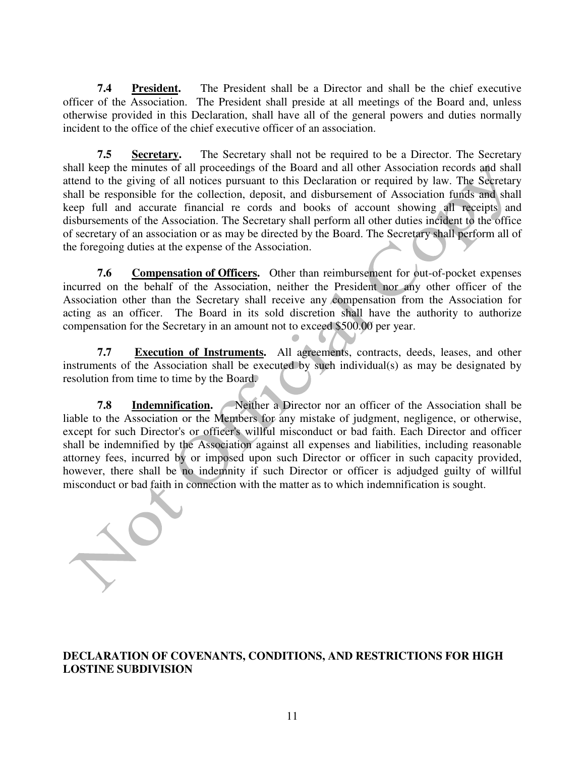**7.4 President.** The President shall be a Director and shall be the chief executive officer of the Association. The President shall preside at all meetings of the Board and, unless otherwise provided in this Declaration, shall have all of the general powers and duties normally incident to the office of the chief executive officer of an association.

**7.5 Secretary.** The Secretary shall not be required to be a Director. The Secretary shall keep the minutes of all proceedings of the Board and all other Association records and shall attend to the giving of all notices pursuant to this Declaration or required by law. The Secretary shall be responsible for the collection, deposit, and disbursement of Association funds and shall keep full and accurate financial re cords and books of account showing all receipts and disbursements of the Association. The Secretary shall perform all other duties incident to the office of secretary of an association or as may be directed by the Board. The Secretary shall perform all of the foregoing duties at the expense of the Association.

**7.6 Compensation of Officers.** Other than reimbursement for out-of-pocket expenses incurred on the behalf of the Association, neither the President nor any other officer of the Association other than the Secretary shall receive any compensation from the Association for acting as an officer. The Board in its sold discretion shall have the authority to authorize compensation for the Secretary in an amount not to exceed $500.00 per year.

**7.7 Execution of Instruments.** All agreements, contracts, deeds, leases, and other instruments of the Association shall be executed by such individual(s) as may be designated by resolution from time to time by the Board.

**7.8 Indemnification.** Neither a Director nor an officer of the Association shall be liable to the Association or the Members for any mistake of judgment, negligence, or otherwise, except for such Director's or officer's willful misconduct or bad faith. Each Director and officer shall be indemnified by the Association against all expenses and liabilities, including reasonable attorney fees, incurred by or imposed upon such Director or officer in such capacity provided, however, there shall be no indemnity if such Director or officer is adjudged guilty of willful misconduct or bad faith in connection with the matter as to which indemnification is sought.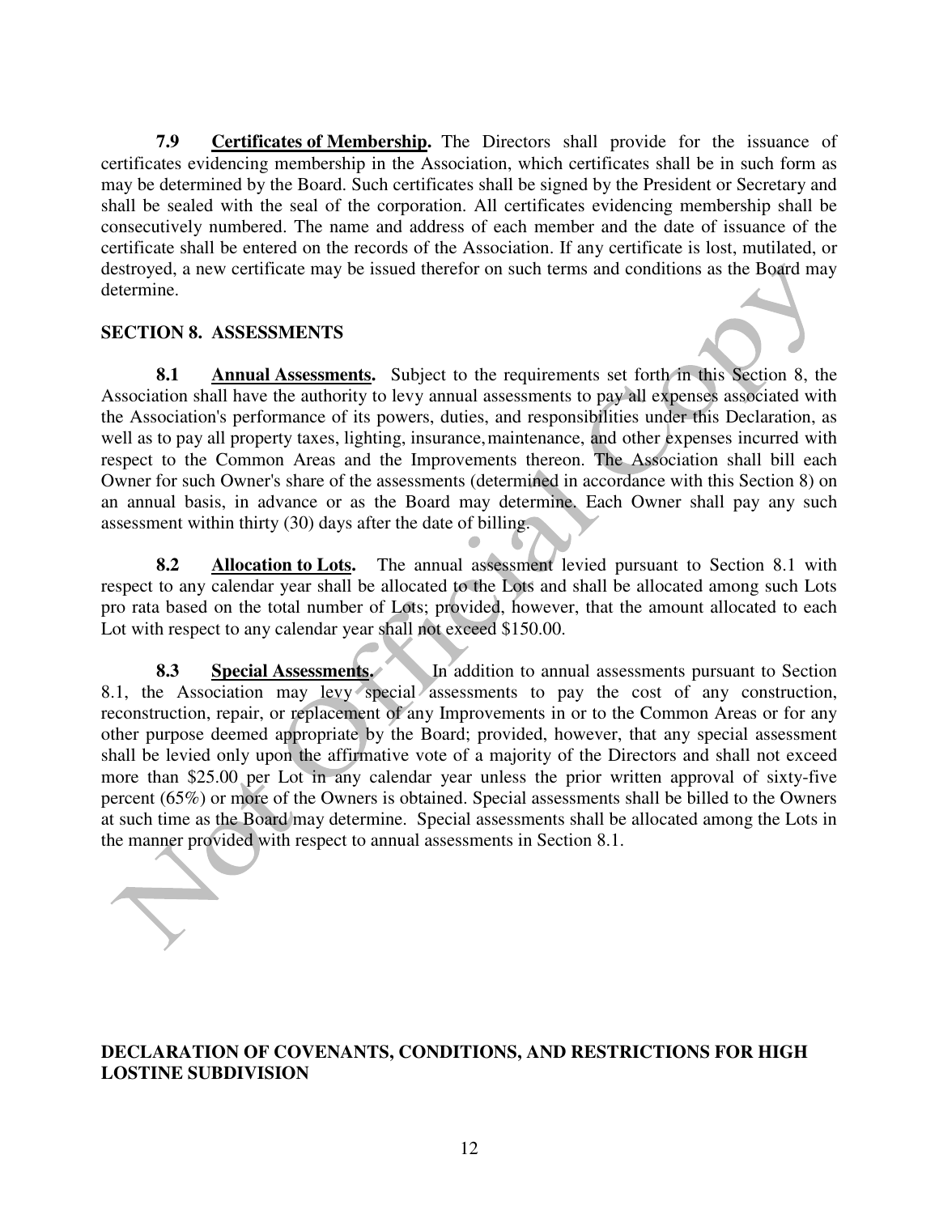**7.9 Certificates of Membership.** The Directors shall provide for the issuance of certificates evidencing membership in the Association, which certificates shall be in such form as may be determined by the Board. Such certificates shall be signed by the President or Secretary and shall be sealed with the seal of the corporation. All certificates evidencing membership shall be consecutively numbered. The name and address of each member and the date of issuance of the certificate shall be entered on the records of the Association. If any certificate is lost, mutilated, or destroyed, a new certificate may be issued therefor on such terms and conditions as the Board may determine.

## SECTION 8. ASSESSMENTS

**8.1 Annual Assessments.** Subject to the requirements set forth in this Section 8, the Association shall have the authority to levy annual assessments to pay all expenses associated with the Association's performance of its powers, duties, and responsibilities under this Declaration, as well as to pay all property taxes, lighting, insurance, maintenance, and other expenses incurred with respect to the Common Areas and the Improvements thereon. The Association shall bill each Owner for such Owner's share of the assessments (determined in accordance with this Section 8) on an annual basis, in advance or as the Board may determine. Each Owner shall pay any such assessment within thirty (30) days after the date of billing.

**8.2 Allocation to Lots.** The annual assessment levied pursuant to Section 8.1 with respect to any calendar year shall be allocated to the Lots and shall be allocated among such Lots pro rata based on the total number of Lots; provided, however, that the amount allocated to each Lot with respect to any calendar year shall not exceed $150.00.

**8.3 Special Assessments.** In addition to annual assessments pursuant to Section 8.1, the Association may levy special assessments to pay the cost of any construction, reconstruction, repair, or replacement of any Improvements in or to the Common Areas or for any other purpose deemed appropriate by the Board; provided, however, that any special assessment shall be levied only upon the affirmative vote of a majority of the Directors and shall not exceed more than $25.00 per Lot in any calendar year unless the prior written approval of sixty-five percent (65%) or more of the Owners is obtained. Special assessments shall be billed to the Owners at such time as the Board may determine. Special assessments shall be allocated among the Lots in the manner provided with respect to annual assessments in Section 8.1.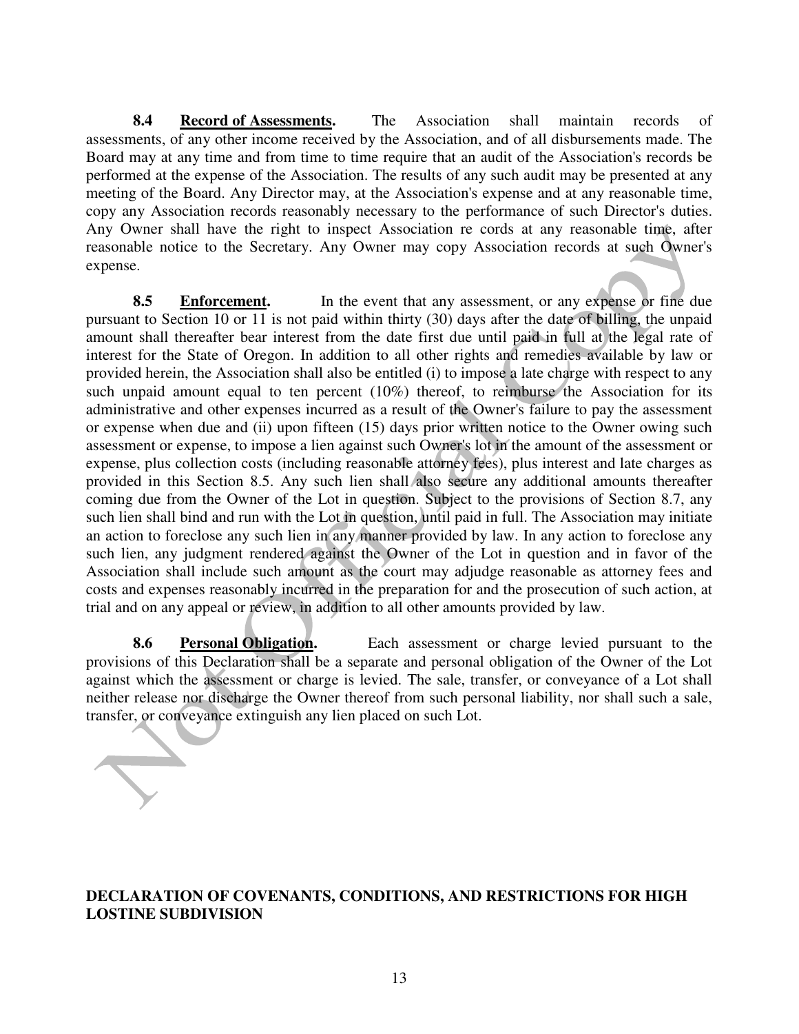**8.4 Record of Assessments.** The Association shall maintain records of assessments, of any other income received by the Association, and of all disbursements made. The Board may at any time and from time to time require that an audit of the Association's records be performed at the expense of the Association. The results of any such audit may be presented at any meeting of the Board. Any Director may, at the Association's expense and at any reasonable time, copy any Association records reasonably necessary to the performance of such Director's duties. Any Owner shall have the right to inspect Association re cords at any reasonable time, after reasonable notice to the Secretary. Any Owner may copy Association records at such Owner's expense.

**8.5 Enforcement.** In the event that any assessment, or any expense or fine due pursuant to Section 10 or 11 is not paid within thirty (30) days after the date of billing, the unpaid amount shall thereafter bear interest from the date first due until paid in full at the legal rate of interest for the State of Oregon. In addition to all other rights and remedies available by law or provided herein, the Association shall also be entitled (i) to impose a late charge with respect to any such unpaid amount equal to ten percent (10%) thereof, to reimburse the Association for its administrative and other expenses incurred as a result of the Owner's failure to pay the assessment or expense when due and (ii) upon fifteen (15) days prior written notice to the Owner owing such assessment or expense, to impose a lien against such Owner's lot in the amount of the assessment or expense, plus collection costs (including reasonable attorney fees), plus interest and late charges as provided in this Section 8.5. Any such lien shall also secure any additional amounts thereafter coming due from the Owner of the Lot in question. Subject to the provisions of Section 8.7, any such lien shall bind and run with the Lot in question, until paid in full. The Association may initiate an action to foreclose any such lien in any manner provided by law. In any action to foreclose any such lien, any judgment rendered against the Owner of the Lot in question and in favor of the Association shall include such amount as the court may adjudge reasonable as attorney fees and costs and expenses reasonably incurred in the preparation for and the prosecution of such action, at trial and on any appeal or review, in addition to all other amounts provided by law.

**8.6 Personal Obligation.** Each assessment or charge levied pursuant to the provisions of this Declaration shall be a separate and personal obligation of the Owner of the Lot against which the assessment or charge is levied. The sale, transfer, or conveyance of a Lot shall neither release nor discharge the Owner thereof from such personal liability, nor shall such a sale, transfer, or conveyance extinguish any lien placed on such Lot.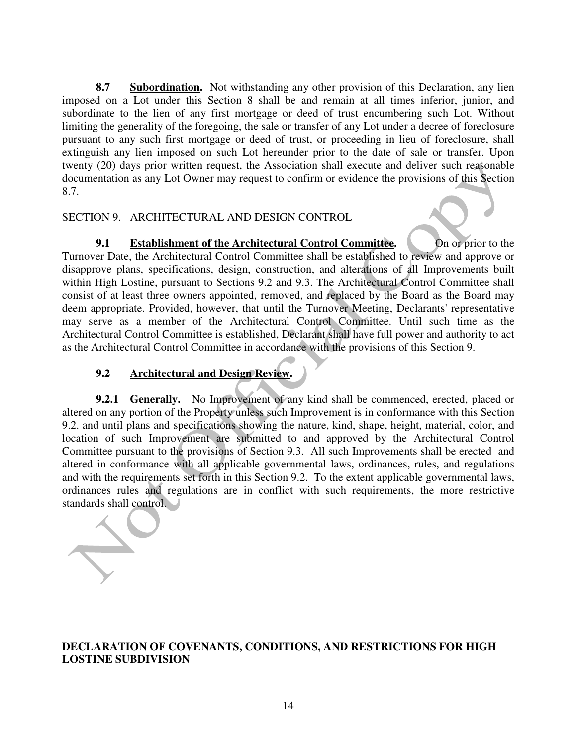**8.7 Subordination.** Not withstanding any other provision of this Declaration, any lien imposed on a Lot under this Section 8 shall be and remain at all times inferior, junior, and subordinate to the lien of any first mortgage or deed of trust encumbering such Lot. Without limiting the generality of the foregoing, the sale or transfer of any Lot under a decree of foreclosure pursuant to any such first mortgage or deed of trust, or proceeding in lieu of foreclosure, shall extinguish any lien imposed on such Lot hereunder prior to the date of sale or transfer. Upon twenty (20) days prior written request, the Association shall execute and deliver such reasonable documentation as any Lot Owner may request to confirm or evidence the provisions of this Section 8.7.

SECTION 9. ARCHITECTURAL AND DESIGN CONTROL

**9.1 Establishment of the Architectural Control Committee.** On or prior to the Turnover Date, the Architectural Control Committee shall be established to review and approve or disapprove plans, specifications, design, construction, and alterations of all Improvements built within High Lostine, pursuant to Sections 9.2 and 9.3. The Architectural Control Committee shall consist of at least three owners appointed, removed, and replaced by the Board as the Board may deem appropriate. Provided, however, that until the Turnover Meeting, Declarants' representative may serve as a member of the Architectural Control Committee. Until such time as the Architectural Control Committee is established, Declarant shall have full power and authority to act as the Architectural Control Committee in accordance with the provisions of this Section 9.

**9.2 Architectural and Design Review.**

**9.2.1 Generally.** No Improvement of any kind shall be commenced, erected, placed or altered on any portion of the Property unless such Improvement is in conformance with this Section 9.2. and until plans and specifications showing the nature, kind, shape, height, material, color, and location of such Improvement are submitted to and approved by the Architectural Control Committee pursuant to the provisions of Section 9.3. All such Improvements shall be erected and altered in conformance with all applicable governmental laws, ordinances, rules, and regulations and with the requirements set forth in this Section 9.2. To the extent applicable governmental laws, ordinances rules and regulations are in conflict with such requirements, the more restrictive standards shall control.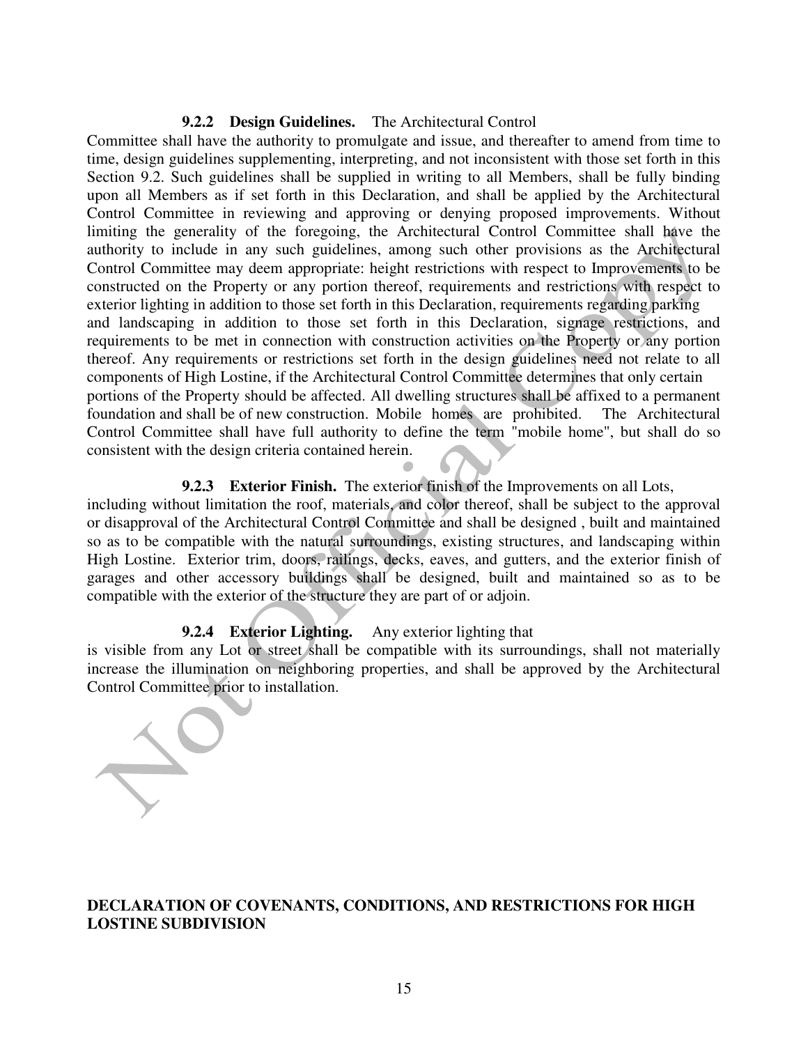**9.2.2 Design Guidelines.** The Architectural Control Committee shall have the authority to promulgate and issue, and thereafter to amend from time to time, design guidelines supplementing, interpreting, and not inconsistent with those set forth in this Section 9.2. Such guidelines shall be supplied in writing to all Members, shall be fully binding upon all Members as if set forth in this Declaration, and shall be applied by the Architectural Control Committee in reviewing and approving or denying proposed improvements. Without limiting the generality of the foregoing, the Architectural Control Committee shall have the authority to include in any such guidelines, among such other provisions as the Architectural Control Committee may deem appropriate: height restrictions with respect to Improvements to be constructed on the Property or any portion thereof, requirements and restrictions with respect to exterior lighting in addition to those set forth in this Declaration, requirements regarding parking and landscaping in addition to those set forth in this Declaration, signage restrictions, and requirements to be met in connection with construction activities on the Property or any portion thereof. Any requirements or restrictions set forth in the design guidelines need not relate to all components of High Lostine, if the Architectural Control Committee determines that only certain portions of the Property should be affected. All dwelling structures shall be affixed to a permanent foundation and shall be of new construction. Mobile homes are prohibited. The Architectural Control Committee shall have full authority to define the term "mobile home", but shall do so consistent with the design criteria contained herein.

**9.2.3 Exterior Finish.** The exterior finish of the Improvements on all Lots, including without limitation the roof, materials, and color thereof, shall be subject to the approval or disapproval of the Architectural Control Committee and shall be designed , built and maintained so as to be compatible with the natural surroundings, existing structures, and landscaping within High Lostine. Exterior trim, doors, railings, decks, eaves, and gutters, and the exterior finish of garages and other accessory buildings shall be designed, built and maintained so as to be compatible with the exterior of the structure they are part of or adjoin.

**9.2.4 Exterior Lighting.** Any exterior lighting that is visible from any Lot or street shall be compatible with its surroundings, shall not materially increase the illumination on neighboring properties, and shall be approved by the Architectural Control Committee prior to installation.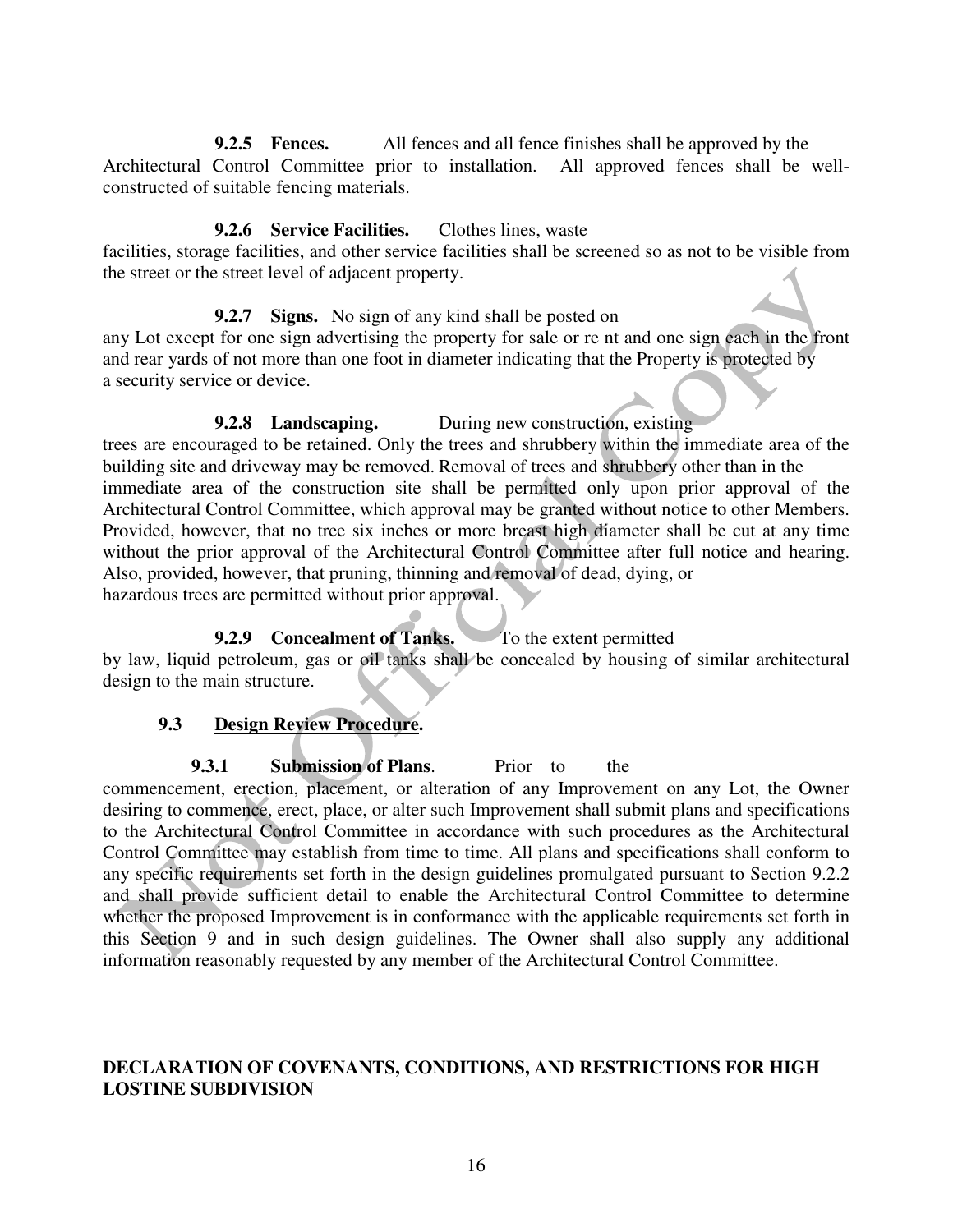**9.2.5 Fences.** All fences and all fence finishes shall be approved by the Architectural Control Committee prior to installation. All approved fences shall be well-constructed of suitable fencing materials.

**9.2.6 Service Facilities.** Clothes lines, waste facilities, storage facilities, and other service facilities shall be screened so as not to be visible from the street or the street level of adjacent property.

**9.2.7 Signs.** No sign of any kind shall be posted on any Lot except for one sign advertising the property for sale or re nt and one sign each in the front and rear yards of not more than one foot in diameter indicating that the Property is protected by a security service or device.

**9.2.8 Landscaping.** During new construction, existing trees are encouraged to be retained. Only the trees and shrubbery within the immediate area of the building site and driveway may be removed. Removal of trees and shrubbery other than in the immediate area of the construction site shall be permitted only upon prior approval of the Architectural Control Committee, which approval may be granted without notice to other Members. Provided, however, that no tree six inches or more breast high diameter shall be cut at any time without the prior approval of the Architectural Control Committee after full notice and hearing. Also, provided, however, that pruning, thinning and removal of dead, dying, or hazardous trees are permitted without prior approval.

**9.2.9 Concealment of Tanks.** To the extent permitted by law, liquid petroleum, gas or oil tanks shall be concealed by housing of similar architectural design to the main structure.

**9.3 <u>Design Review Procedure</u>.**

**9.3.1 Submission of Plans**. Prior to the commencement, erection, placement, or alteration of any Improvement on any Lot, the Owner desiring to commence, erect, place, or alter such Improvement shall submit plans and specifications to the Architectural Control Committee in accordance with such procedures as the Architectural Control Committee may establish from time to time. All plans and specifications shall conform to any specific requirements set forth in the design guidelines promulgated pursuant to Section 9.2.2 and shall provide sufficient detail to enable the Architectural Control Committee to determine whether the proposed Improvement is in conformance with the applicable requirements set forth in this Section 9 and in such design guidelines. The Owner shall also supply any additional information reasonably requested by any member of the Architectural Control Committee.

**DECLARATION OF COVENANTS, CONDITIONS, AND RESTRICTIONS FOR HIGH LOSTINE SUBDIVISION**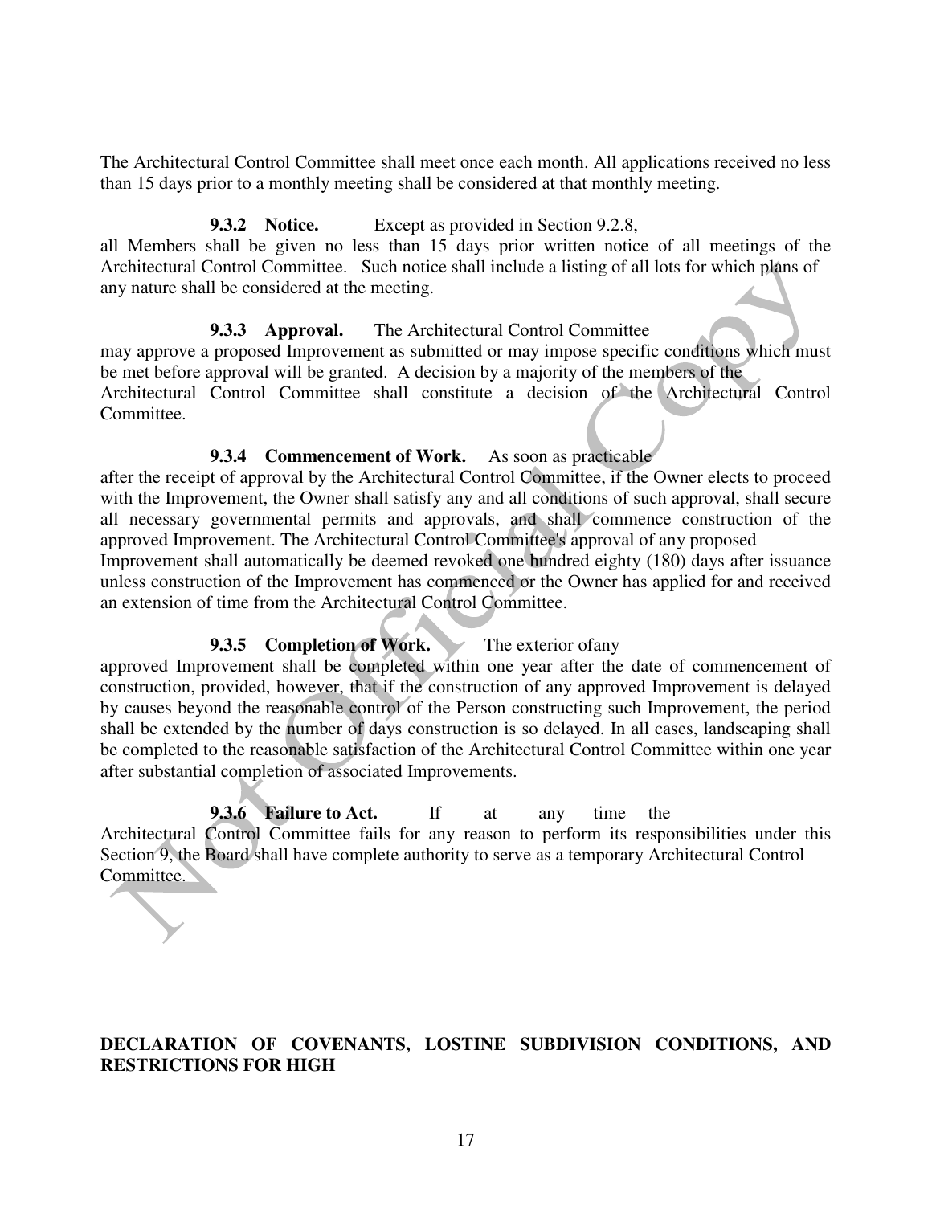The Architectural Control Committee shall meet once each month. All applications received no less than 15 days prior to a monthly meeting shall be considered at that monthly meeting.

**9.3.2 Notice.** Except as provided in Section 9.2.8, all Members shall be given no less than 15 days prior written notice of all meetings of the Architectural Control Committee. Such notice shall include a listing of all lots for which plans of any nature shall be considered at the meeting.

**9.3.3 Approval.** The Architectural Control Committee may approve a proposed Improvement as submitted or may impose specific conditions which must be met before approval will be granted. A decision by a majority of the members of the Architectural Control Committee shall constitute a decision of the Architectural Control Committee.

**9.3.4 Commencement of Work.** As soon as practicable after the receipt of approval by the Architectural Control Committee, if the Owner elects to proceed with the Improvement, the Owner shall satisfy any and all conditions of such approval, shall secure all necessary governmental permits and approvals, and shall commence construction of the approved Improvement. The Architectural Control Committee's approval of any proposed Improvement shall automatically be deemed revoked one hundred eighty (180) days after issuance unless construction of the Improvement has commenced or the Owner has applied for and received an extension of time from the Architectural Control Committee.

**9.3.5 Completion of Work.** The exterior ofany approved Improvement shall be completed within one year after the date of commencement of construction, provided, however, that if the construction of any approved Improvement is delayed by causes beyond the reasonable control of the Person constructing such Improvement, the period shall be extended by the number of days construction is so delayed. In all cases, landscaping shall be completed to the reasonable satisfaction of the Architectural Control Committee within one year after substantial completion of associated Improvements.

**9.3.6 Failure to Act.** If at any time the Architectural Control Committee fails for any reason to perform its responsibilities under this Section 9, the Board shall have complete authority to serve as a temporary Architectural Control Committee.

**DECLARATION OF COVENANTS, LOSTINE SUBDIVISION CONDITIONS, AND RESTRICTIONS FOR HIGH**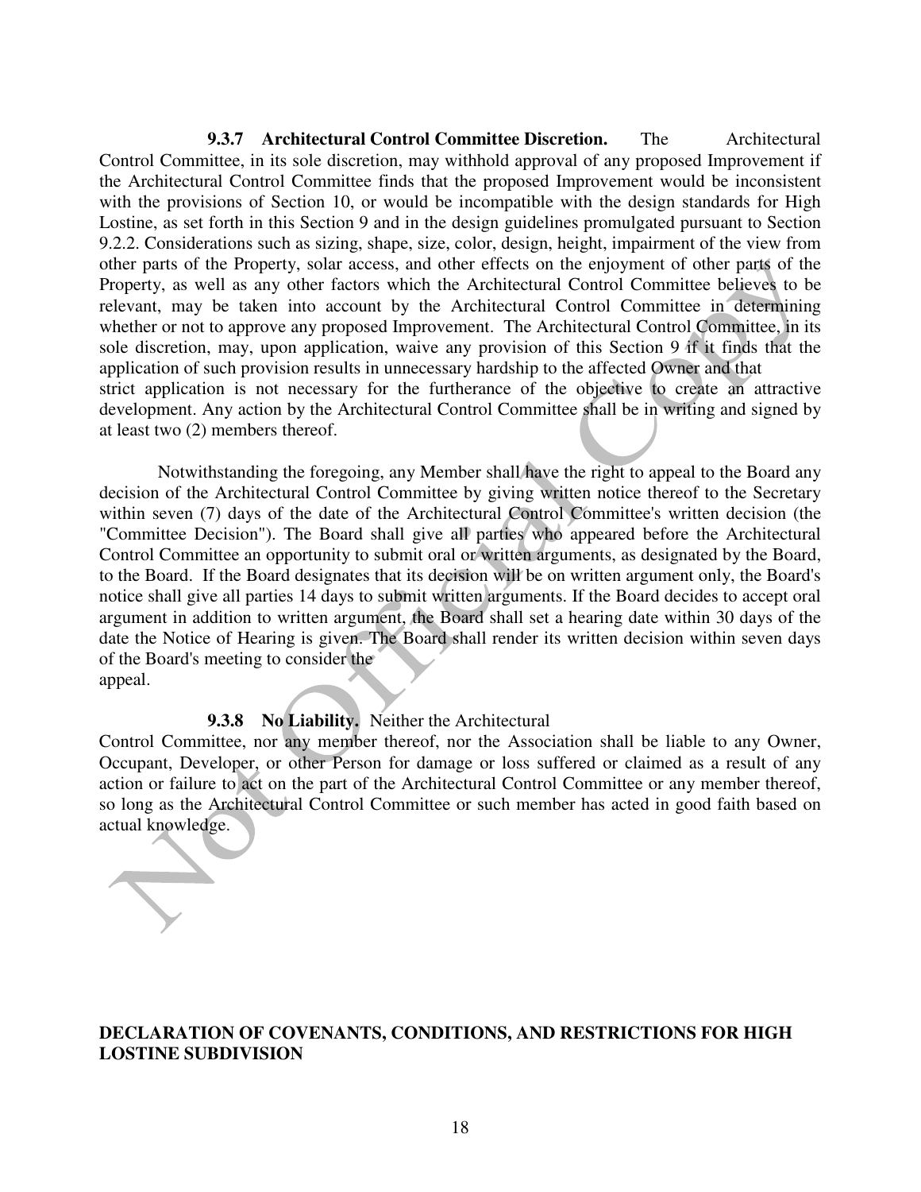**9.3.7 Architectural Control Committee Discretion.** The Architectural Control Committee, in its sole discretion, may withhold approval of any proposed Improvement if the Architectural Control Committee finds that the proposed Improvement would be inconsistent with the provisions of Section 10, or would be incompatible with the design standards for High Lostine, as set forth in this Section 9 and in the design guidelines promulgated pursuant to Section 9.2.2. Considerations such as sizing, shape, size, color, design, height, impairment of the view from other parts of the Property, solar access, and other effects on the enjoyment of other parts of the Property, as well as any other factors which the Architectural Control Committee believes to be relevant, may be taken into account by the Architectural Control Committee in determining whether or not to approve any proposed Improvement. The Architectural Control Committee, in its sole discretion, may, upon application, waive any provision of this Section 9 if it finds that the application of such provision results in unnecessary hardship to the affected Owner and that strict application is not necessary for the furtherance of the objective to create an attractive development. Any action by the Architectural Control Committee shall be in writing and signed by at least two (2) members thereof.

Notwithstanding the foregoing, any Member shall have the right to appeal to the Board any decision of the Architectural Control Committee by giving written notice thereof to the Secretary within seven (7) days of the date of the Architectural Control Committee's written decision (the "Committee Decision"). The Board shall give all parties who appeared before the Architectural Control Committee an opportunity to submit oral or written arguments, as designated by the Board, to the Board. If the Board designates that its decision will be on written argument only, the Board's notice shall give all parties 14 days to submit written arguments. If the Board decides to accept oral argument in addition to written argument, the Board shall set a hearing date within 30 days of the date the Notice of Hearing is given. The Board shall render its written decision within seven days of the Board's meeting to consider the appeal.

**9.3.8 No Liability.** Neither the Architectural Control Committee, nor any member thereof, nor the Association shall be liable to any Owner, Occupant, Developer, or other Person for damage or loss suffered or claimed as a result of any action or failure to act on the part of the Architectural Control Committee or any member thereof, so long as the Architectural Control Committee or such member has acted in good faith based on actual knowledge.

**DECLARATION OF COVENANTS, CONDITIONS, AND RESTRICTIONS FOR HIGH LOSTINE SUBDIVISION**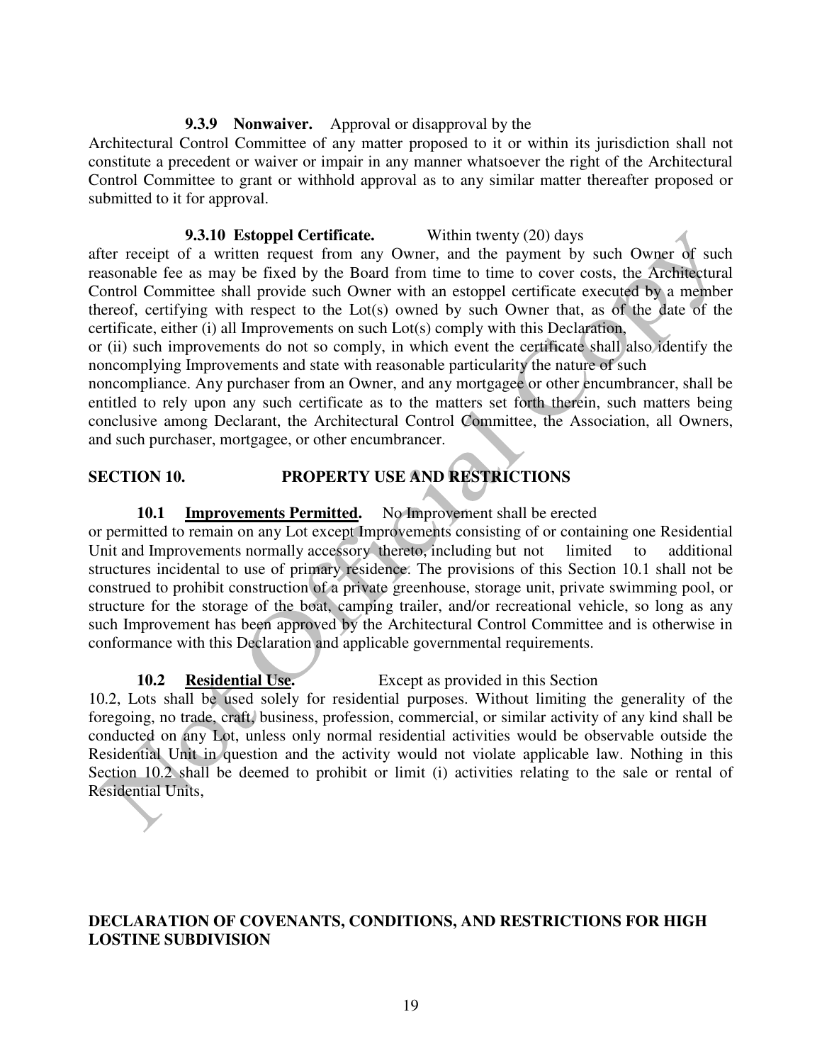**9.3.9 Nonwaiver.** Approval or disapproval by the Architectural Control Committee of any matter proposed to it or within its jurisdiction shall not constitute a precedent or waiver or impair in any manner whatsoever the right of the Architectural Control Committee to grant or withhold approval as to any similar matter thereafter proposed or submitted to it for approval.

**9.3.10 Estoppel Certificate.** Within twenty (20) days after receipt of a written request from any Owner, and the payment by such Owner of such reasonable fee as may be fixed by the Board from time to time to cover costs, the Architectural Control Committee shall provide such Owner with an estoppel certificate executed by a member thereof, certifying with respect to the Lot(s) owned by such Owner that, as of the date of the certificate, either (i) all Improvements on such Lot(s) comply with this Declaration, or (ii) such improvements do not so comply, in which event the certificate shall also identify the noncomplying Improvements and state with reasonable particularity the nature of such noncompliance. Any purchaser from an Owner, and any mortgagee or other encumbrancer, shall be entitled to rely upon any such certificate as to the matters set forth therein, such matters being conclusive among Declarant, the Architectural Control Committee, the Association, all Owners, and such purchaser, mortgagee, or other encumbrancer.

## SECTION 10. PROPERTY USE AND RESTRICTIONS

**10.1 Improvements Permitted.** No Improvement shall be erected or permitted to remain on any Lot except Improvements consisting of or containing one Residential Unit and Improvements normally accessory thereto, including but not limited to additional structures incidental to use of primary residence. The provisions of this Section 10.1 shall not be construed to prohibit construction of a private greenhouse, storage unit, private swimming pool, or structure for the storage of the boat, camping trailer, and/or recreational vehicle, so long as any such Improvement has been approved by the Architectural Control Committee and is otherwise in conformance with this Declaration and applicable governmental requirements.

**10.2 Residential Use.** Except as provided in this Section 10.2, Lots shall be used solely for residential purposes. Without limiting the generality of the foregoing, no trade, craft, business, profession, commercial, or similar activity of any kind shall be conducted on any Lot, unless only normal residential activities would be observable outside the Residential Unit in question and the activity would not violate applicable law. Nothing in this Section 10.2 shall be deemed to prohibit or limit (i) activities relating to the sale or rental of Residential Units,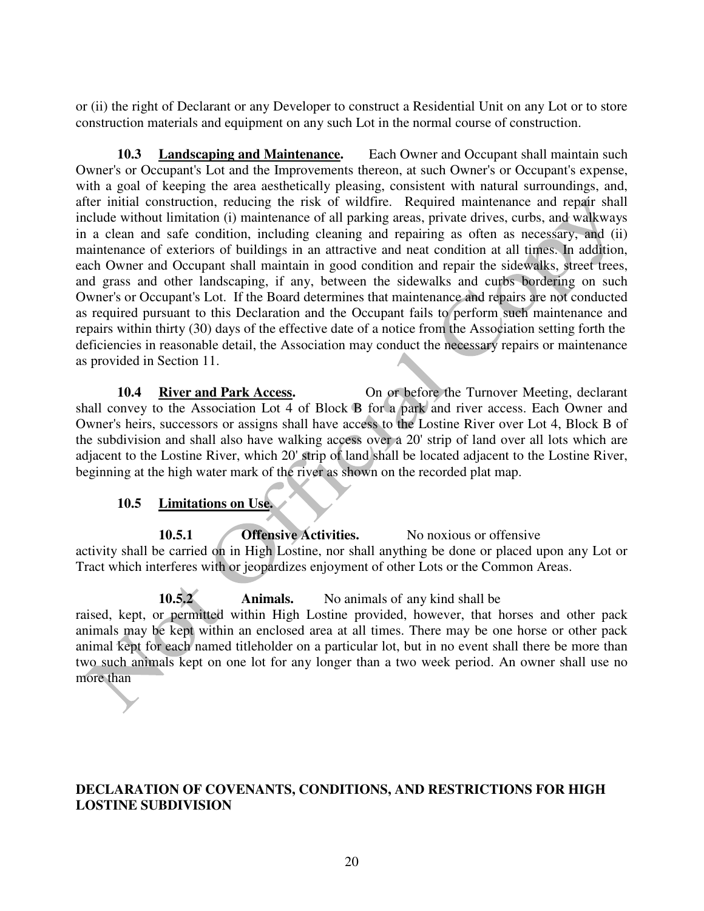or (ii) the right of Declarant or any Developer to construct a Residential Unit on any Lot or to store construction materials and equipment on any such Lot in the normal course of construction.

**10.3 Landscaping and Maintenance.** Each Owner and Occupant shall maintain such Owner's or Occupant's Lot and the Improvements thereon, at such Owner's or Occupant's expense, with a goal of keeping the area aesthetically pleasing, consistent with natural surroundings, and, after initial construction, reducing the risk of wildfire. Required maintenance and repair shall include without limitation (i) maintenance of all parking areas, private drives, curbs, and walkways in a clean and safe condition, including cleaning and repairing as often as necessary, and (ii) maintenance of exteriors of buildings in an attractive and neat condition at all times. In addition, each Owner and Occupant shall maintain in good condition and repair the sidewalks, street trees, and grass and other landscaping, if any, between the sidewalks and curbs bordering on such Owner's or Occupant's Lot. If the Board determines that maintenance and repairs are not conducted as required pursuant to this Declaration and the Occupant fails to perform such maintenance and repairs within thirty (30) days of the effective date of a notice from the Association setting forth the deficiencies in reasonable detail, the Association may conduct the necessary repairs or maintenance as provided in Section 11.

**10.4 River and Park Access.** On or before the Turnover Meeting, declarant shall convey to the Association Lot 4 of Block B for a park and river access. Each Owner and Owner's heirs, successors or assigns shall have access to the Lostine River over Lot 4, Block B of the subdivision and shall also have walking access over a 20' strip of land over all lots which are adjacent to the Lostine River, which 20' strip of land shall be located adjacent to the Lostine River, beginning at the high water mark of the river as shown on the recorded plat map.

**10.5 Limitations on Use.**

**10.5.1 Offensive Activities.** No noxious or offensive activity shall be carried on in High Lostine, nor shall anything be done or placed upon any Lot or Tract which interferes with or jeopardizes enjoyment of other Lots or the Common Areas.

**10.5.2 Animals.** No animals of any kind shall be raised, kept, or permitted within High Lostine provided, however, that horses and other pack animals may be kept within an enclosed area at all times. There may be one horse or other pack animal kept for each named titleholder on a particular lot, but in no event shall there be more than two such animals kept on one lot for any longer than a two week period. An owner shall use no more than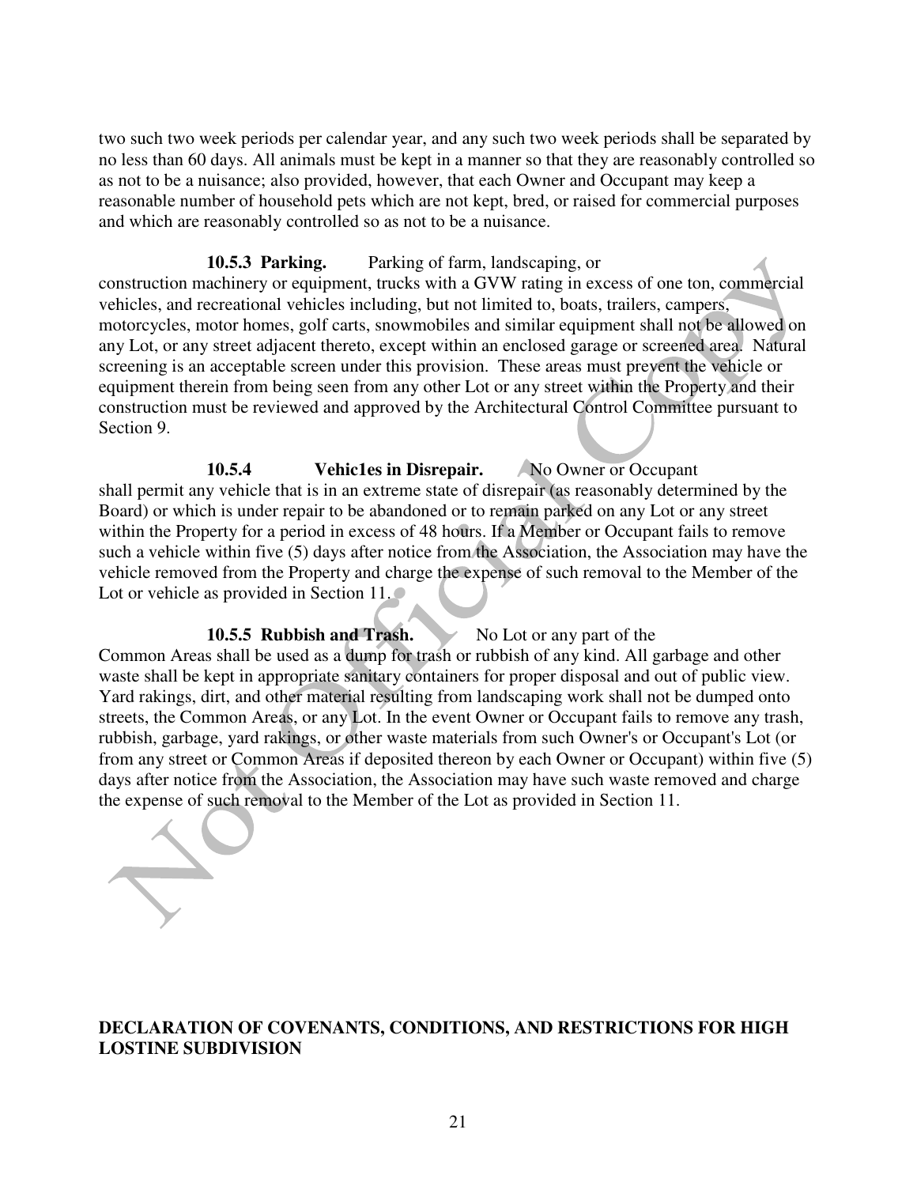two such two week periods per calendar year, and any such two week periods shall be separated by no less than 60 days. All animals must be kept in a manner so that they are reasonably controlled so as not to be a nuisance; also provided, however, that each Owner and Occupant may keep a reasonable number of household pets which are not kept, bred, or raised for commercial purposes and which are reasonably controlled so as not to be a nuisance.

**10.5.3 Parking.** Parking of farm, landscaping, or construction machinery or equipment, trucks with a GVW rating in excess of one ton, commercial vehicles, and recreational vehicles including, but not limited to, boats, trailers, campers, motorcycles, motor homes, golf carts, snowmobiles and similar equipment shall not be allowed on any Lot, or any street adjacent thereto, except within an enclosed garage or screened area. Natural screening is an acceptable screen under this provision. These areas must prevent the vehicle or equipment therein from being seen from any other Lot or any street within the Property and their construction must be reviewed and approved by the Architectural Control Committee pursuant to Section 9.

**10.5.4 Vehic1es in Disrepair.** No Owner or Occupant shall permit any vehicle that is in an extreme state of disrepair (as reasonably determined by the Board) or which is under repair to be abandoned or to remain parked on any Lot or any street within the Property for a period in excess of 48 hours. If a Member or Occupant fails to remove such a vehicle within five (5) days after notice from the Association, the Association may have the vehicle removed from the Property and charge the expense of such removal to the Member of the Lot or vehicle as provided in Section 11.

**10.5.5 Rubbish and Trash.** No Lot or any part of the Common Areas shall be used as a dump for trash or rubbish of any kind. All garbage and other waste shall be kept in appropriate sanitary containers for proper disposal and out of public view. Yard rakings, dirt, and other material resulting from landscaping work shall not be dumped onto streets, the Common Areas, or any Lot. In the event Owner or Occupant fails to remove any trash, rubbish, garbage, yard rakings, or other waste materials from such Owner's or Occupant's Lot (or from any street or Common Areas if deposited thereon by each Owner or Occupant) within five (5) days after notice from the Association, the Association may have such waste removed and charge the expense of such removal to the Member of the Lot as provided in Section 11.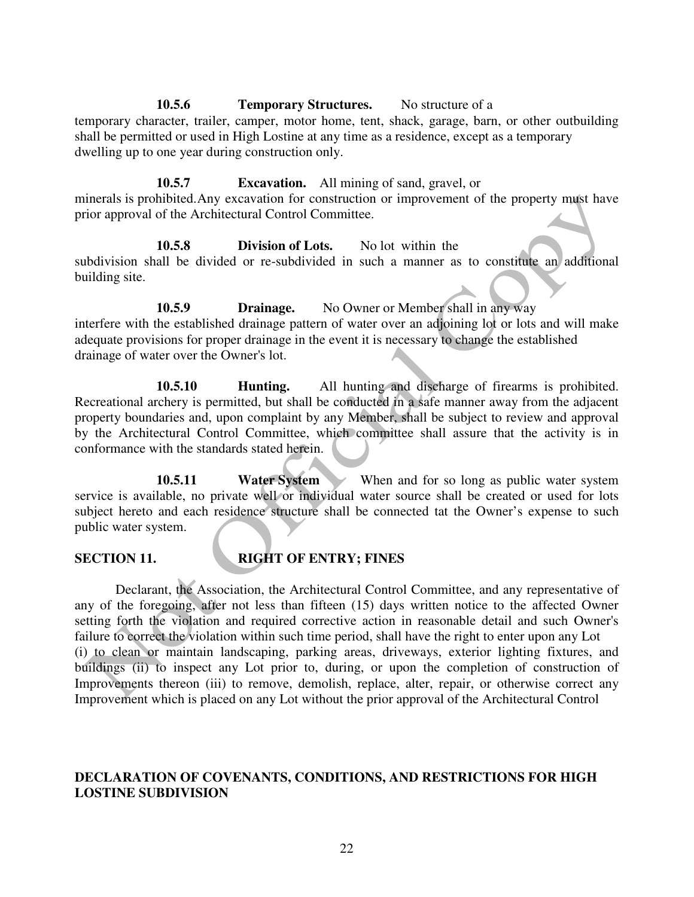**10.5.6 Temporary Structures.** No structure of a temporary character, trailer, camper, motor home, tent, shack, garage, barn, or other outbuilding shall be permitted or used in High Lostine at any time as a residence, except as a temporary dwelling up to one year during construction only.

**10.5.7 Excavation.** All mining of sand, gravel, or minerals is prohibited. Any excavation for construction or improvement of the property must have prior approval of the Architectural Control Committee.

**10.5.8 Division of Lots.** No lot within the subdivision shall be divided or re-subdivided in such a manner as to constitute an additional building site.

**10.5.9 Drainage.** No Owner or Member shall in any way interfere with the established drainage pattern of water over an adjoining lot or lots and will make adequate provisions for proper drainage in the event it is necessary to change the established drainage of water over the Owner's lot.

**10.5.10 Hunting.** All hunting and discharge of firearms is prohibited. Recreational archery is permitted, but shall be conducted in a safe manner away from the adjacent property boundaries and, upon complaint by any Member, shall be subject to review and approval by the Architectural Control Committee, which committee shall assure that the activity is in conformance with the standards stated herein.

**10.5.11 Water System** When and for so long as public water system service is available, no private well or individual water source shall be created or used for lots subject hereto and each residence structure shall be connected tat the Owner's expense to such public water system.

## SECTION 11. RIGHT OF ENTRY; FINES

Declarant, the Association, the Architectural Control Committee, and any representative of any of the foregoing, after not less than fifteen (15) days written notice to the affected Owner setting forth the violation and required corrective action in reasonable detail and such Owner's failure to correct the violation within such time period, shall have the right to enter upon any Lot (i) to clean or maintain landscaping, parking areas, driveways, exterior lighting fixtures, and buildings (ii) to inspect any Lot prior to, during, or upon the completion of construction of Improvements thereon (iii) to remove, demolish, replace, alter, repair, or otherwise correct any Improvement which is placed on any Lot without the prior approval of the Architectural Control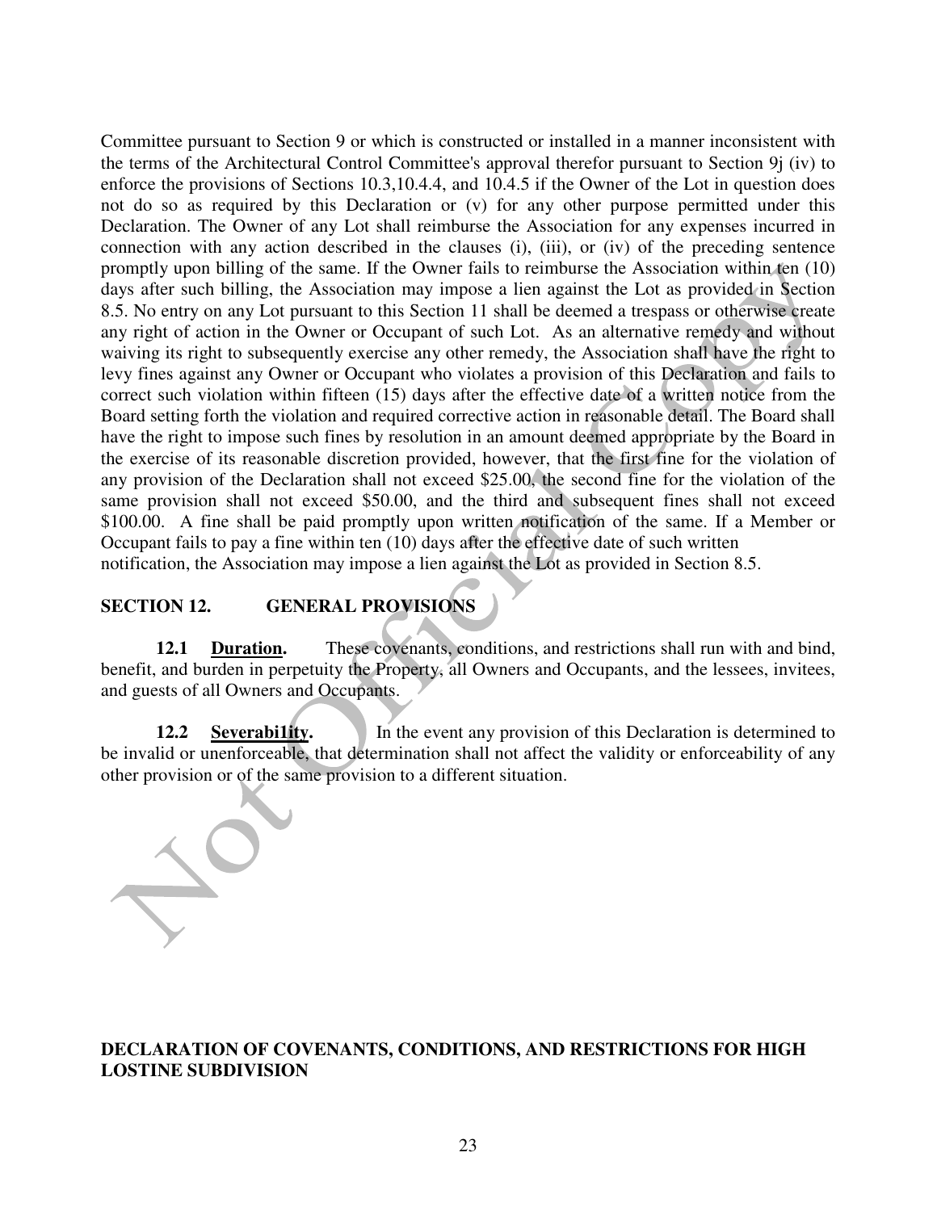Committee pursuant to Section 9 or which is constructed or installed in a manner inconsistent with the terms of the Architectural Control Committee's approval therefor pursuant to Section 9j (iv) to enforce the provisions of Sections 10.3,10.4.4, and 10.4.5 if the Owner of the Lot in question does not do so as required by this Declaration or (v) for any other purpose permitted under this Declaration. The Owner of any Lot shall reimburse the Association for any expenses incurred in connection with any action described in the clauses (i), (iii), or (iv) of the preceding sentence promptly upon billing of the same. If the Owner fails to reimburse the Association within ten (10) days after such billing, the Association may impose a lien against the Lot as provided in Section 8.5. No entry on any Lot pursuant to this Section 11 shall be deemed a trespass or otherwise create any right of action in the Owner or Occupant of such Lot. As an alternative remedy and without waiving its right to subsequently exercise any other remedy, the Association shall have the right to levy fines against any Owner or Occupant who violates a provision of this Declaration and fails to correct such violation within fifteen (15) days after the effective date of a written notice from the Board setting forth the violation and required corrective action in reasonable detail. The Board shall have the right to impose such fines by resolution in an amount deemed appropriate by the Board in the exercise of its reasonable discretion provided, however, that the first fine for the violation of any provision of the Declaration shall not exceed $25.00, the second fine for the violation of the same provision shall not exceed $50.00, and the third and subsequent fines shall not exceed $100.00. A fine shall be paid promptly upon written notification of the same. If a Member or Occupant fails to pay a fine within ten (10) days after the effective date of such written notification, the Association may impose a lien against the Lot as provided in Section 8.5.

## SECTION 12. GENERAL PROVISIONS

**12.1 <u>Duration.</u>** These covenants, conditions, and restrictions shall run with and bind, benefit, and burden in perpetuity the Property, all Owners and Occupants, and the lessees, invitees, and guests of all Owners and Occupants.

**12.2 <u>Severabi1ity</u>.** In the event any provision of this Declaration is determined to be invalid or unenforceable, that determination shall not affect the validity or enforceability of any other provision or of the same provision to a different situation.

**DECLARATION OF COVENANTS, CONDITIONS, AND RESTRICTIONS FOR HIGH LOSTINE SUBDIVISION**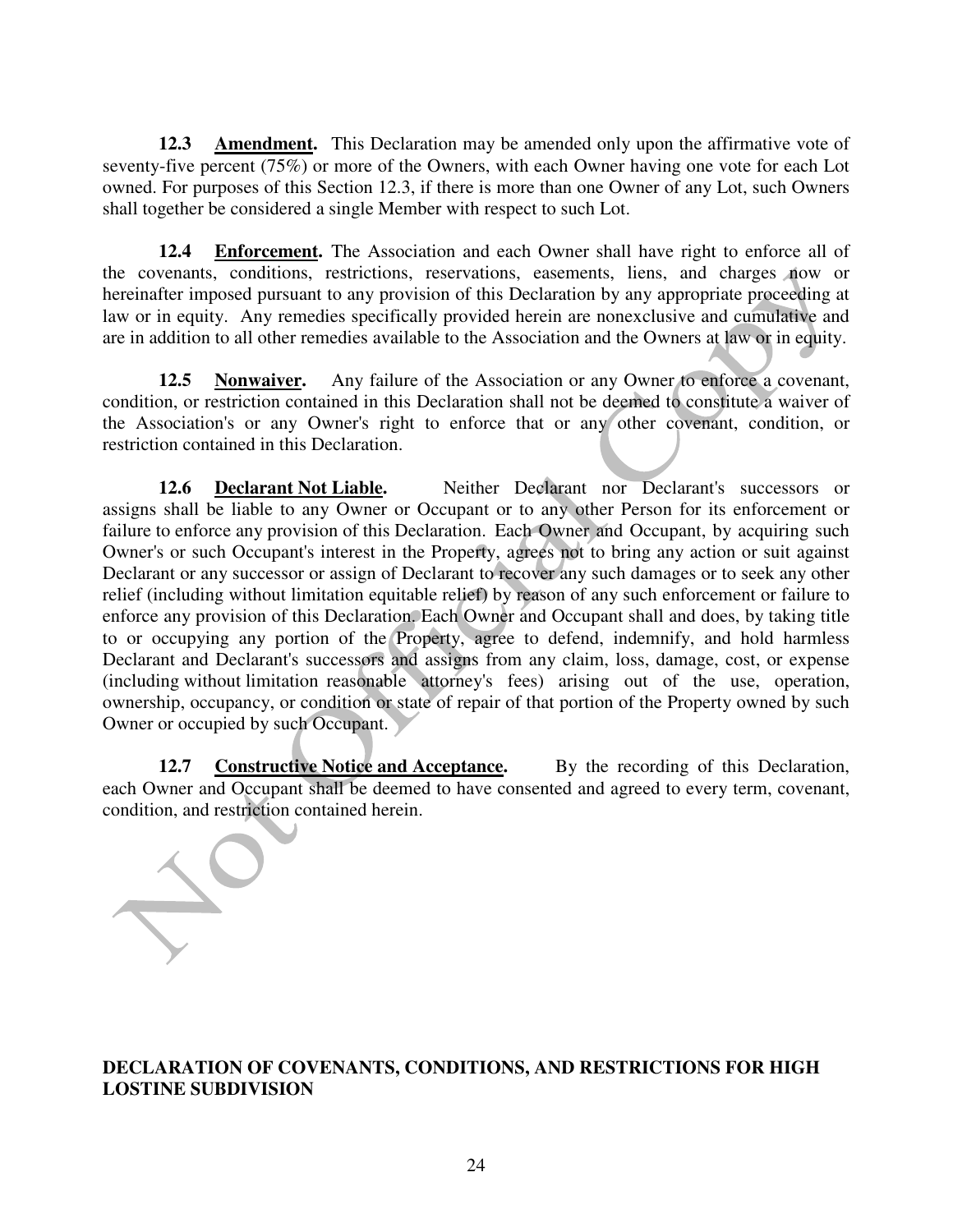**12.3 Amendment.** This Declaration may be amended only upon the affirmative vote of seventy-five percent (75%) or more of the Owners, with each Owner having one vote for each Lot owned. For purposes of this Section 12.3, if there is more than one Owner of any Lot, such Owners shall together be considered a single Member with respect to such Lot.

**12.4 Enforcement.** The Association and each Owner shall have right to enforce all of the covenants, conditions, restrictions, reservations, easements, liens, and charges now or hereinafter imposed pursuant to any provision of this Declaration by any appropriate proceeding at law or in equity. Any remedies specifically provided herein are nonexclusive and cumulative and are in addition to all other remedies available to the Association and the Owners at law or in equity.

**12.5 Nonwaiver.** Any failure of the Association or any Owner to enforce a covenant, condition, or restriction contained in this Declaration shall not be deemed to constitute a waiver of the Association's or any Owner's right to enforce that or any other covenant, condition, or restriction contained in this Declaration.

**12.6 Declarant Not Liable.** Neither Declarant nor Declarant's successors or assigns shall be liable to any Owner or Occupant or to any other Person for its enforcement or failure to enforce any provision of this Declaration. Each Owner and Occupant, by acquiring such Owner's or such Occupant's interest in the Property, agrees not to bring any action or suit against Declarant or any successor or assign of Declarant to recover any such damages or to seek any other relief (including without limitation equitable relief) by reason of any such enforcement or failure to enforce any provision of this Declaration. Each Owner and Occupant shall and does, by taking title to or occupying any portion of the Property, agree to defend, indemnify, and hold harmless Declarant and Declarant's successors and assigns from any claim, loss, damage, cost, or expense (including without limitation reasonable attorney's fees) arising out of the use, operation, ownership, occupancy, or condition or state of repair of that portion of the Property owned by such Owner or occupied by such Occupant.

**12.7 Constructive Notice and Acceptance.** By the recording of this Declaration, each Owner and Occupant shall be deemed to have consented and agreed to every term, covenant, condition, and restriction contained herein.

**DECLARATION OF COVENANTS, CONDITIONS, AND RESTRICTIONS FOR HIGH LOSTINE SUBDIVISION**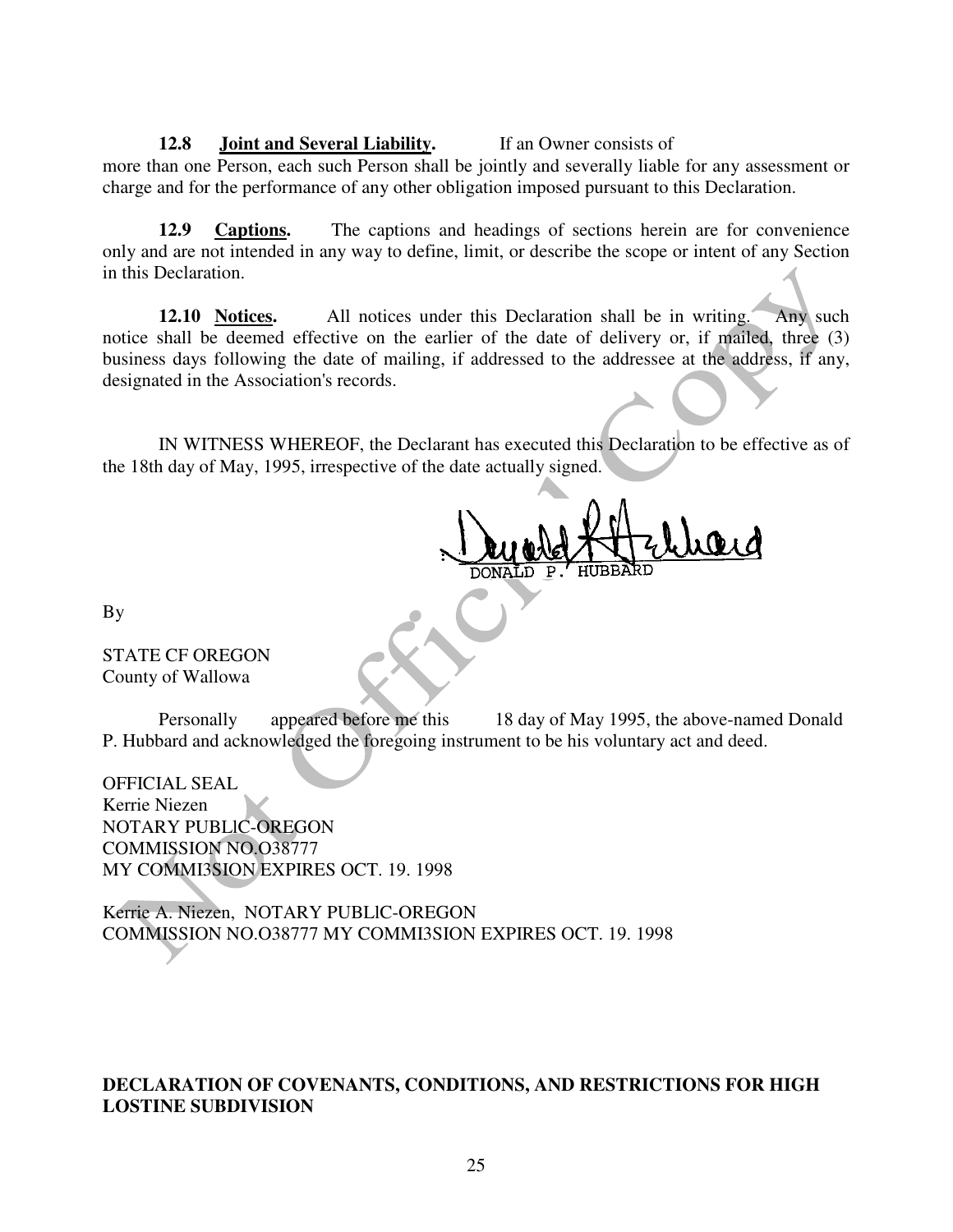**12.8 Joint and Several Liability.** If an Owner consists of more than one Person, each such Person shall be jointly and severally liable for any assessment or charge and for the performance of any other obligation imposed pursuant to this Declaration.

**12.9 Captions.** The captions and headings of sections herein are for convenience only and are not intended in any way to define, limit, or describe the scope or intent of any Section in this Declaration.

**12.10 Notices.** All notices under this Declaration shall be in writing. Any such notice shall be deemed effective on the earlier of the date of delivery or, if mailed, three (3) business days following the date of mailing, if addressed to the addressee at the address, if any, designated in the Association's records.

IN WITNESS WHEREOF, the Declarant has executed this Declaration to be effective as of the 18th day of May, 1995, irrespective of the date actually signed.

DONALD P. HUBBARD

By

STATE CF OREGON
County of Wallowa

Personally appeared before me this 18 day of May 1995, the above-named Donald P. Hubbard and acknowledged the foregoing instrument to be his voluntary act and deed.

OFFICIAL SEAL
Kerrie Niezen
NOTARY PUBLlC-OREGON
COMMISSION NO.O38777
MY COMMI3SION EXPIRES OCT. 19. 1998

Kerrie A. Niezen, NOTARY PUBLlC-OREGON
COMMISSION NO.O38777 MY COMMI3SION EXPIRES OCT. 19. 1998

**DECLARATION OF COVENANTS, CONDITIONS, AND RESTRICTIONS FOR HIGH LOSTINE SUBDIVISION**